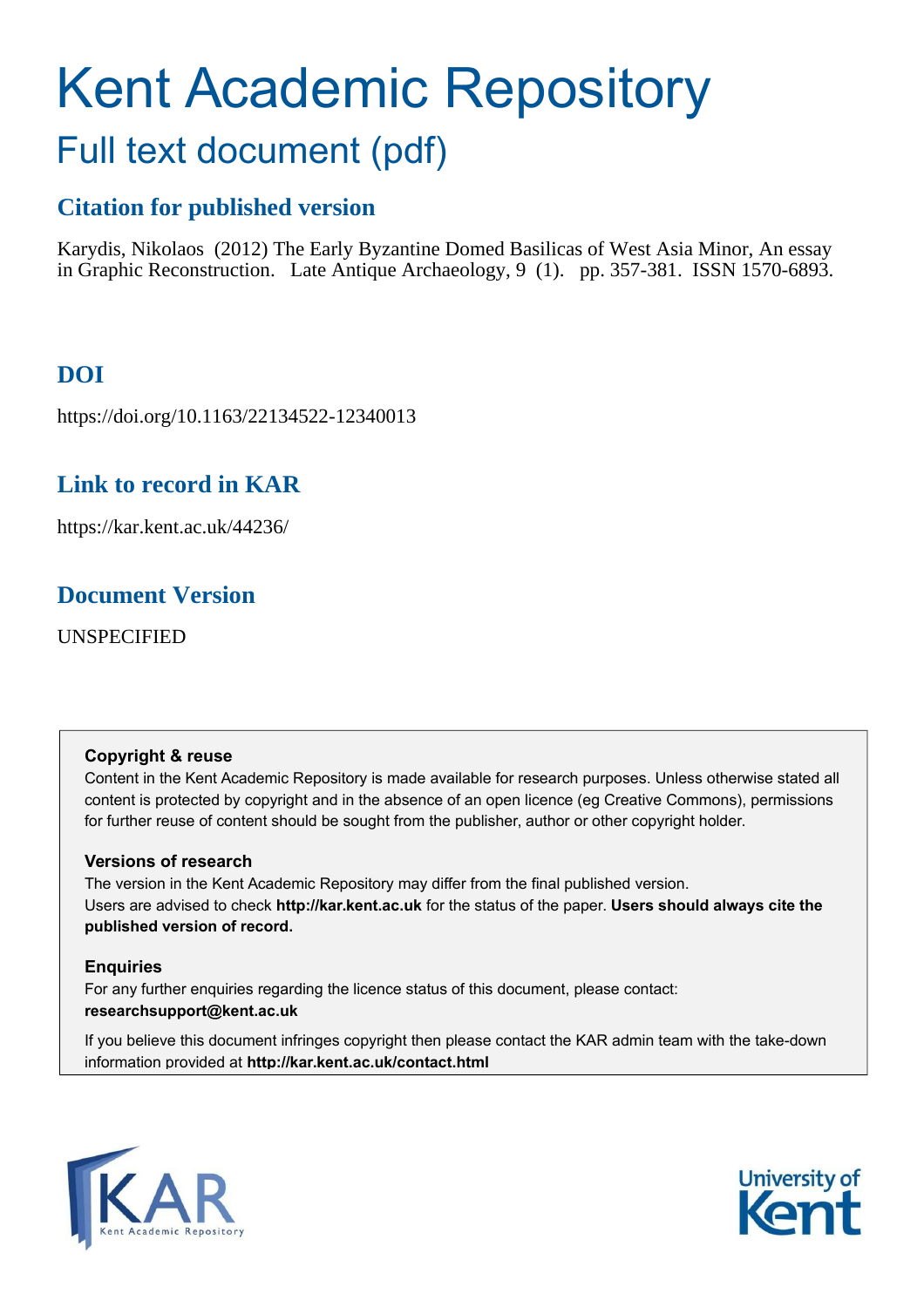# Kent Academic Repository

## Full text document (pdf)

### Citation for published version

Karydis, Nikolaos (2012) The Early Byzantine Domed Basilicas of West Asia Minor, An essay in Graphic Reconstruction. Late Antique Archaeology, 9 (1). pp. 357-381. ISSN 1570-6893.

### DOI

https://doi.org/10.1163/22134522-12340013

### Link to record in KAR

https://kar.kent.ac.uk/44236/

### Document Version

UNSPECIFIED

**Copyright & reuse**

Content in the Kent Academic Repository is made available for research purposes. Unless otherwise stated all content is protected by copyright and in the absence of an open licence (eg Creative Commons), permissions for further reuse of content should be sought from the publisher, author or other copyright holder.

**Versions of research**

The version in the Kent Academic Repository may differ from the final published version.
Users are advised to check **http://kar.kent.ac.uk** for the status of the paper. **Users should always cite the published version of record.**

**Enquiries**

For any further enquiries regarding the licence status of this document, please contact:
**researchsupport@kent.ac.uk**

If you believe this document infringes copyright then please contact the KAR admin team with the take-down information provided at **http://kar.kent.ac.uk/contact.html**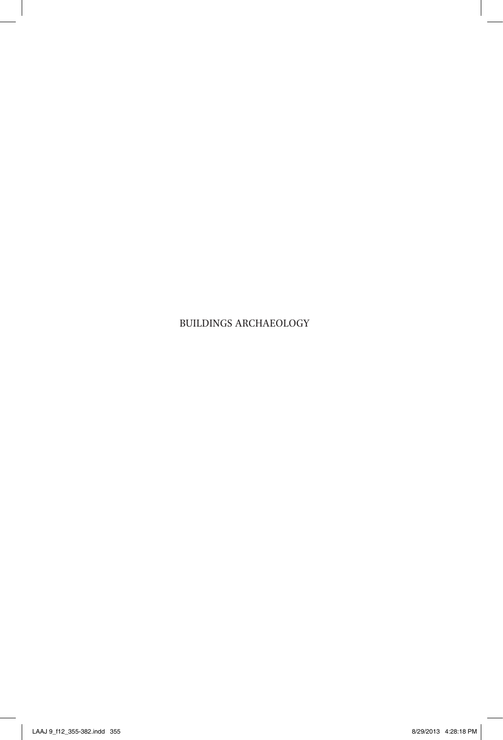# BUILDINGS ARCHAEOLOGY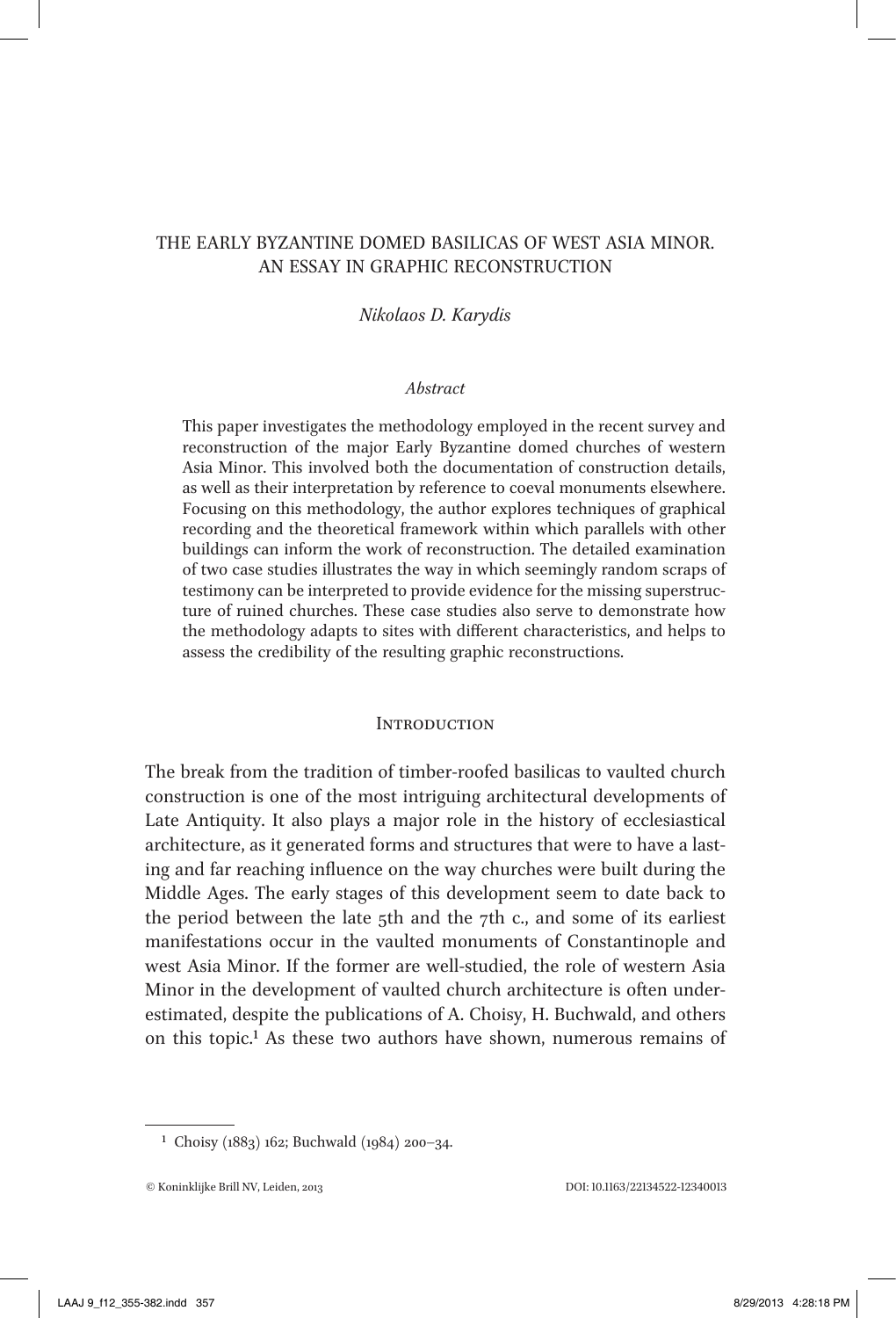# THE EARLY BYZANTINE DOMED BASILICAS OF WEST ASIA MINOR. AN ESSAY IN GRAPHIC RECONSTRUCTION

*Nikolaos D. Karydis*

### *Abstract*

This paper investigates the methodology employed in the recent survey and reconstruction of the major Early Byzantine domed churches of western Asia Minor. This involved both the documentation of construction details, as well as their interpretation by reference to coeval monuments elsewhere. Focusing on this methodology, the author explores techniques of graphical recording and the theoretical framework within which parallels with other buildings can inform the work of reconstruction. The detailed examination of two case studies illustrates the way in which seemingly random scraps of testimony can be interpreted to provide evidence for the missing superstructure of ruined churches. These case studies also serve to demonstrate how the methodology adapts to sites with different characteristics, and helps to assess the credibility of the resulting graphic reconstructions.

## Introduction

The break from the tradition of timber-roofed basilicas to vaulted church construction is one of the most intriguing architectural developments of Late Antiquity. It also plays a major role in the history of ecclesiastical architecture, as it generated forms and structures that were to have a lasting and far reaching influence on the way churches were built during the Middle Ages. The early stages of this development seem to date back to the period between the late 5th and the 7th c., and some of its earliest manifestations occur in the vaulted monuments of Constantinople and west Asia Minor. If the former are well-studied, the role of western Asia Minor in the development of vaulted church architecture is often underestimated, despite the publications of A. Choisy, H. Buchwald, and others on this topic.[1] As these two authors have shown, numerous remains of

[1] Choisy (1883) 162; Buchwald (1984) 200–34.

© Koninklijke Brill NV, Leiden, 2013 DOI: 10.1163/22134522-12340013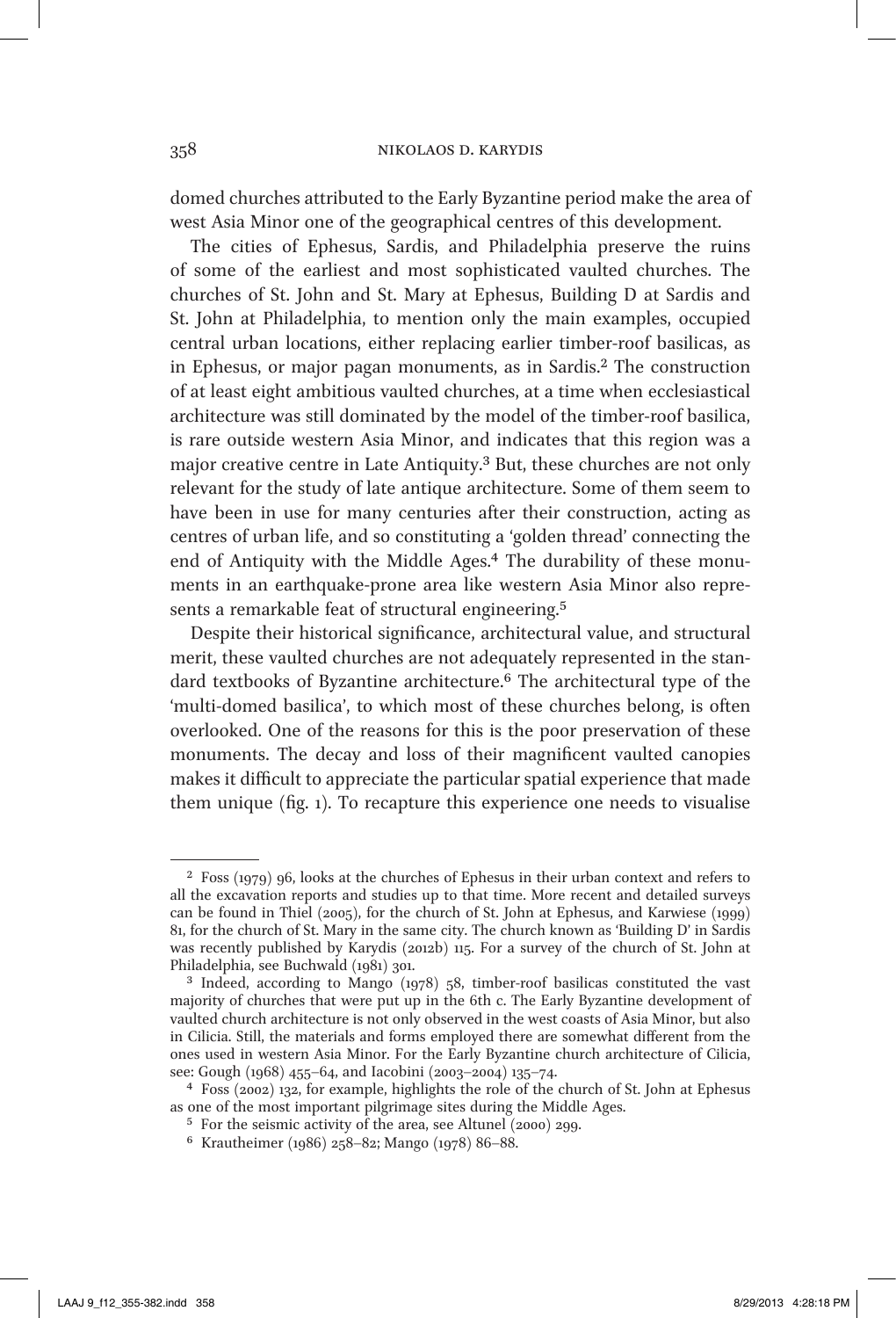domed churches attributed to the Early Byzantine period make the area of west Asia Minor one of the geographical centres of this development.

The cities of Ephesus, Sardis, and Philadelphia preserve the ruins of some of the earliest and most sophisticated vaulted churches. The churches of St. John and St. Mary at Ephesus, Building D at Sardis and St. John at Philadelphia, to mention only the main examples, occupied central urban locations, either replacing earlier timber-roof basilicas, as in Ephesus, or major pagan monuments, as in Sardis.[2] The construction of at least eight ambitious vaulted churches, at a time when ecclesiastical architecture was still dominated by the model of the timber-roof basilica, is rare outside western Asia Minor, and indicates that this region was a major creative centre in Late Antiquity.[3] But, these churches are not only relevant for the study of late antique architecture. Some of them seem to have been in use for many centuries after their construction, acting as centres of urban life, and so constituting a 'golden thread' connecting the end of Antiquity with the Middle Ages.[4] The durability of these monuments in an earthquake-prone area like western Asia Minor also represents a remarkable feat of structural engineering.[5]

Despite their historical significance, architectural value, and structural merit, these vaulted churches are not adequately represented in the standard textbooks of Byzantine architecture.[6] The architectural type of the 'multi-domed basilica', to which most of these churches belong, is often overlooked. One of the reasons for this is the poor preservation of these monuments. The decay and loss of their magnificent vaulted canopies makes it difficult to appreciate the particular spatial experience that made them unique (fig. 1). To recapture this experience one needs to visualise

---

[2] Foss (1979) 96, looks at the churches of Ephesus in their urban context and refers to all the excavation reports and studies up to that time. More recent and detailed surveys can be found in Thiel (2005), for the church of St. John at Ephesus, and Karwiese (1999) 81, for the church of St. Mary in the same city. The church known as 'Building D' in Sardis was recently published by Karydis (2012b) 115. For a survey of the church of St. John at Philadelphia, see Buchwald (1981) 301.

[3] Indeed, according to Mango (1978) 58, timber-roof basilicas constituted the vast majority of churches that were put up in the 6th c. The Early Byzantine development of vaulted church architecture is not only observed in the west coasts of Asia Minor, but also in Cilicia. Still, the materials and forms employed there are somewhat different from the ones used in western Asia Minor. For the Early Byzantine church architecture of Cilicia, see: Gough (1968) 455–64, and Iacobini (2003–2004) 135–74.

[4] Foss (2002) 132, for example, highlights the role of the church of St. John at Ephesus as one of the most important pilgrimage sites during the Middle Ages.

[5] For the seismic activity of the area, see Altunel (2000) 299.

[6] Krautheimer (1986) 258–82; Mango (1978) 86–88.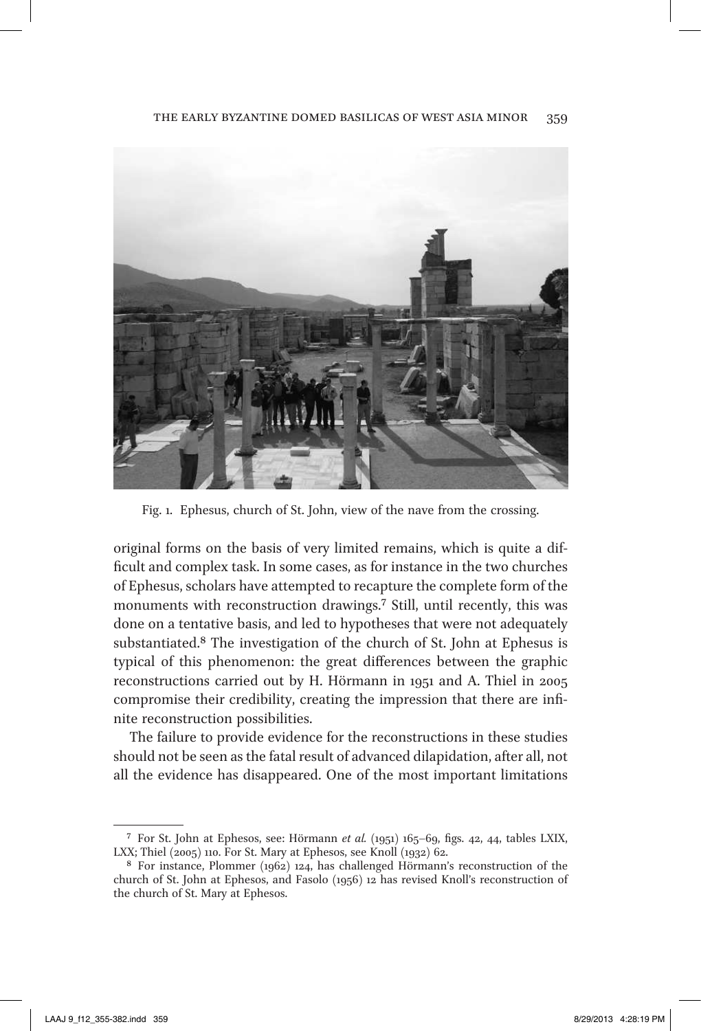Fig. 1. Ephesus, church of St. John, view of the nave from the crossing.

original forms on the basis of very limited remains, which is quite a difficult and complex task. In some cases, as for instance in the two churches of Ephesus, scholars have attempted to recapture the complete form of the monuments with reconstruction drawings.[7] Still, until recently, this was done on a tentative basis, and led to hypotheses that were not adequately substantiated.[8] The investigation of the church of St. John at Ephesus is typical of this phenomenon: the great differences between the graphic reconstructions carried out by H. Hörmann in 1951 and A. Thiel in 2005 compromise their credibility, creating the impression that there are infinite reconstruction possibilities.

The failure to provide evidence for the reconstructions in these studies should not be seen as the fatal result of advanced dilapidation, after all, not all the evidence has disappeared. One of the most important limitations

---

[7] For St. John at Ephesos, see: Hörmann *et al.* (1951) 165–69, figs. 42, 44, tables LXIX, LXX; Thiel (2005) 110. For St. Mary at Ephesos, see Knoll (1932) 62.

[8] For instance, Plommer (1962) 124, has challenged Hörmann's reconstruction of the church of St. John at Ephesos, and Fasolo (1956) 12 has revised Knoll's reconstruction of the church of St. Mary at Ephesos.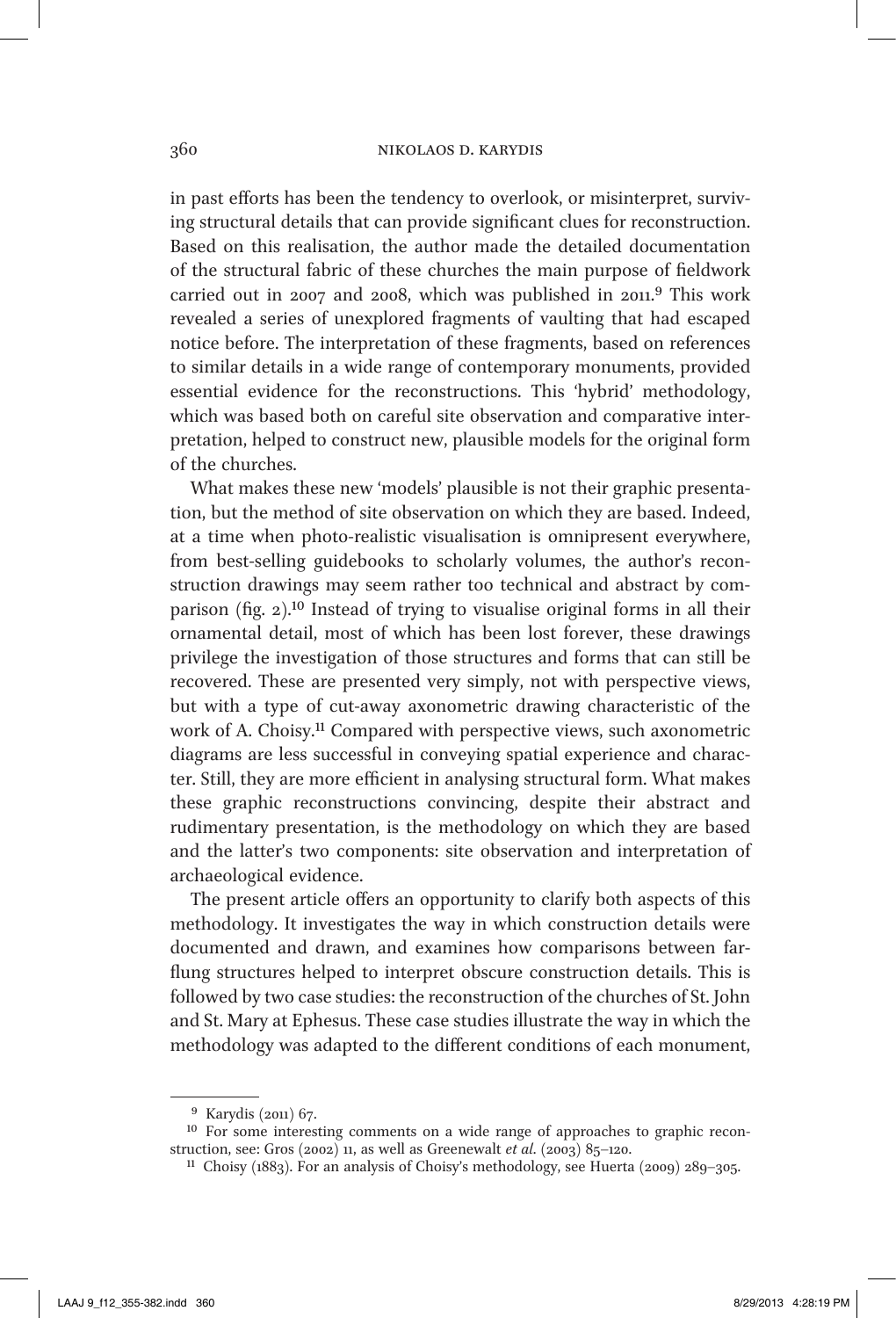in past efforts has been the tendency to overlook, or misinterpret, surviving structural details that can provide significant clues for reconstruction. Based on this realisation, the author made the detailed documentation of the structural fabric of these churches the main purpose of fieldwork carried out in 2007 and 2008, which was published in 2011.[9] This work revealed a series of unexplored fragments of vaulting that had escaped notice before. The interpretation of these fragments, based on references to similar details in a wide range of contemporary monuments, provided essential evidence for the reconstructions. This 'hybrid' methodology, which was based both on careful site observation and comparative interpretation, helped to construct new, plausible models for the original form of the churches.

What makes these new 'models' plausible is not their graphic presentation, but the method of site observation on which they are based. Indeed, at a time when photo-realistic visualisation is omnipresent everywhere, from best-selling guidebooks to scholarly volumes, the author's reconstruction drawings may seem rather too technical and abstract by comparison (fig. 2).[10] Instead of trying to visualise original forms in all their ornamental detail, most of which has been lost forever, these drawings privilege the investigation of those structures and forms that can still be recovered. These are presented very simply, not with perspective views, but with a type of cut-away axonometric drawing characteristic of the work of A. Choisy.[11] Compared with perspective views, such axonometric diagrams are less successful in conveying spatial experience and character. Still, they are more efficient in analysing structural form. What makes these graphic reconstructions convincing, despite their abstract and rudimentary presentation, is the methodology on which they are based and the latter's two components: site observation and interpretation of archaeological evidence.

The present article offers an opportunity to clarify both aspects of this methodology. It investigates the way in which construction details were documented and drawn, and examines how comparisons between far-flung structures helped to interpret obscure construction details. This is followed by two case studies: the reconstruction of the churches of St. John and St. Mary at Ephesus. These case studies illustrate the way in which the methodology was adapted to the different conditions of each monument,

---

[9] Karydis (2011) 67.

[10] For some interesting comments on a wide range of approaches to graphic reconstruction, see: Gros (2002) 11, as well as Greenewalt *et al.* (2003) 85–120.

[11] Choisy (1883). For an analysis of Choisy's methodology, see Huerta (2009) 289–305.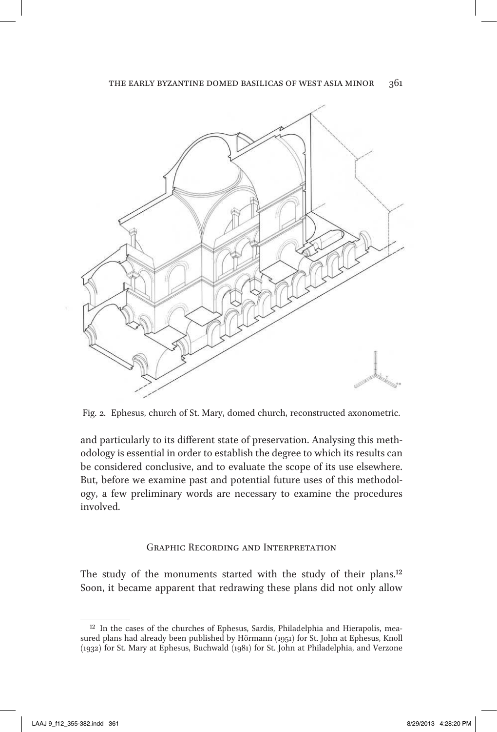Fig. 2. Ephesus, church of St. Mary, domed church, reconstructed axonometric.

and particularly to its different state of preservation. Analysing this methodology is essential in order to establish the degree to which its results can be considered conclusive, and to evaluate the scope of its use elsewhere. But, before we examine past and potential future uses of this methodology, a few preliminary words are necessary to examine the procedures involved.

## Graphic Recording and Interpretation

The study of the monuments started with the study of their plans.[12] Soon, it became apparent that redrawing these plans did not only allow

[12] In the cases of the churches of Ephesus, Sardis, Philadelphia and Hierapolis, measured plans had already been published by Hörmann (1951) for St. John at Ephesus, Knoll (1932) for St. Mary at Ephesus, Buchwald (1981) for St. John at Philadelphia, and Verzone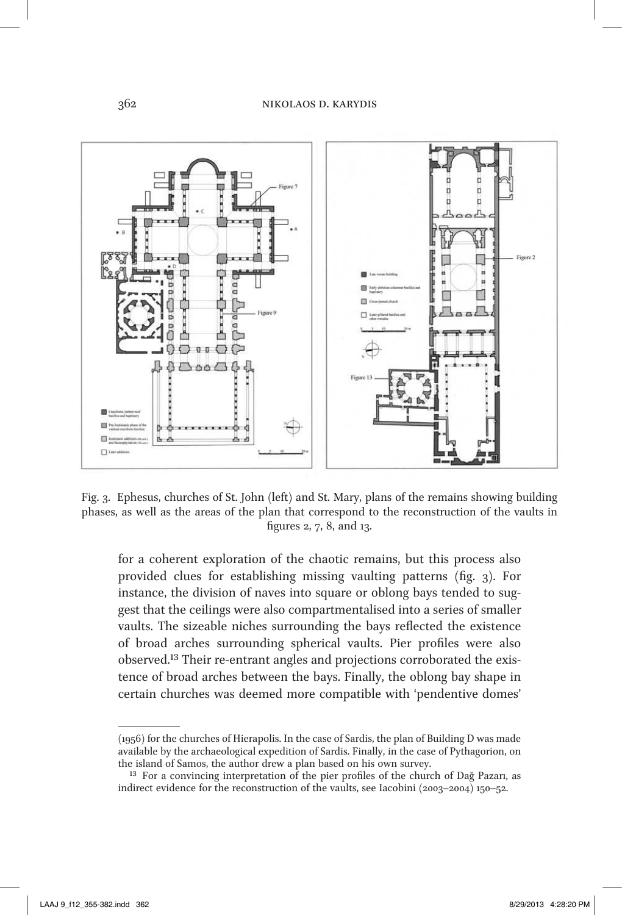Fig. 3. Ephesus, churches of St. John (left) and St. Mary, plans of the remains showing building phases, as well as the areas of the plan that correspond to the reconstruction of the vaults in figures 2, 7, 8, and 13.

for a coherent exploration of the chaotic remains, but this process also provided clues for establishing missing vaulting patterns (fig. 3). For instance, the division of naves into square or oblong bays tended to suggest that the ceilings were also compartmentalised into a series of smaller vaults. The sizeable niches surrounding the bays reflected the existence of broad arches surrounding spherical vaults. Pier profiles were also observed.[13] Their re-entrant angles and projections corroborated the existence of broad arches between the bays. Finally, the oblong bay shape in certain churches was deemed more compatible with 'pendentive domes'

---

(1956) for the churches of Hierapolis. In the case of Sardis, the plan of Building D was made available by the archaeological expedition of Sardis. Finally, in the case of Pythagorion, on the island of Samos, the author drew a plan based on his own survey.

[13] For a convincing interpretation of the pier profiles of the church of Dağ Pazarı, as indirect evidence for the reconstruction of the vaults, see Iacobini (2003–2004) 150–52.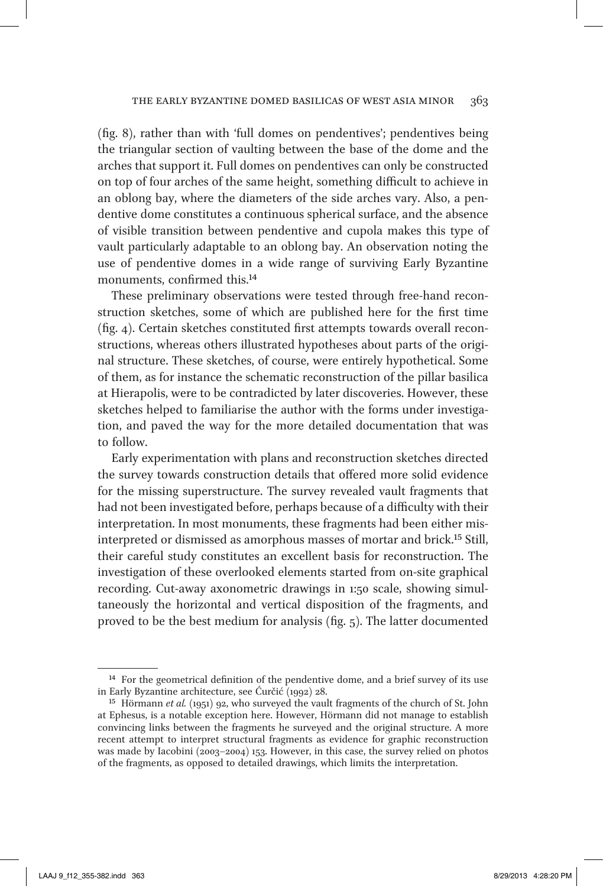(fig. 8), rather than with 'full domes on pendentives'; pendentives being the triangular section of vaulting between the base of the dome and the arches that support it. Full domes on pendentives can only be constructed on top of four arches of the same height, something difficult to achieve in an oblong bay, where the diameters of the side arches vary. Also, a pendentive dome constitutes a continuous spherical surface, and the absence of visible transition between pendentive and cupola makes this type of vault particularly adaptable to an oblong bay. An observation noting the use of pendentive domes in a wide range of surviving Early Byzantine monuments, confirmed this.[14]

These preliminary observations were tested through free-hand reconstruction sketches, some of which are published here for the first time (fig. 4). Certain sketches constituted first attempts towards overall reconstructions, whereas others illustrated hypotheses about parts of the original structure. These sketches, of course, were entirely hypothetical. Some of them, as for instance the schematic reconstruction of the pillar basilica at Hierapolis, were to be contradicted by later discoveries. However, these sketches helped to familiarise the author with the forms under investigation, and paved the way for the more detailed documentation that was to follow.

Early experimentation with plans and reconstruction sketches directed the survey towards construction details that offered more solid evidence for the missing superstructure. The survey revealed vault fragments that had not been investigated before, perhaps because of a difficulty with their interpretation. In most monuments, these fragments had been either misinterpreted or dismissed as amorphous masses of mortar and brick.[15] Still, their careful study constitutes an excellent basis for reconstruction. The investigation of these overlooked elements started from on-site graphical recording. Cut-away axonometric drawings in 1:50 scale, showing simultaneously the horizontal and vertical disposition of the fragments, and proved to be the best medium for analysis (fig. 5). The latter documented

---

[14] For the geometrical definition of the pendentive dome, and a brief survey of its use in Early Byzantine architecture, see Ćurčić (1992) 28.

[15] Hörmann *et al.* (1951) 92, who surveyed the vault fragments of the church of St. John at Ephesus, is a notable exception here. However, Hörmann did not manage to establish convincing links between the fragments he surveyed and the original structure. A more recent attempt to interpret structural fragments as evidence for graphic reconstruction was made by Iacobini (2003–2004) 153. However, in this case, the survey relied on photos of the fragments, as opposed to detailed drawings, which limits the interpretation.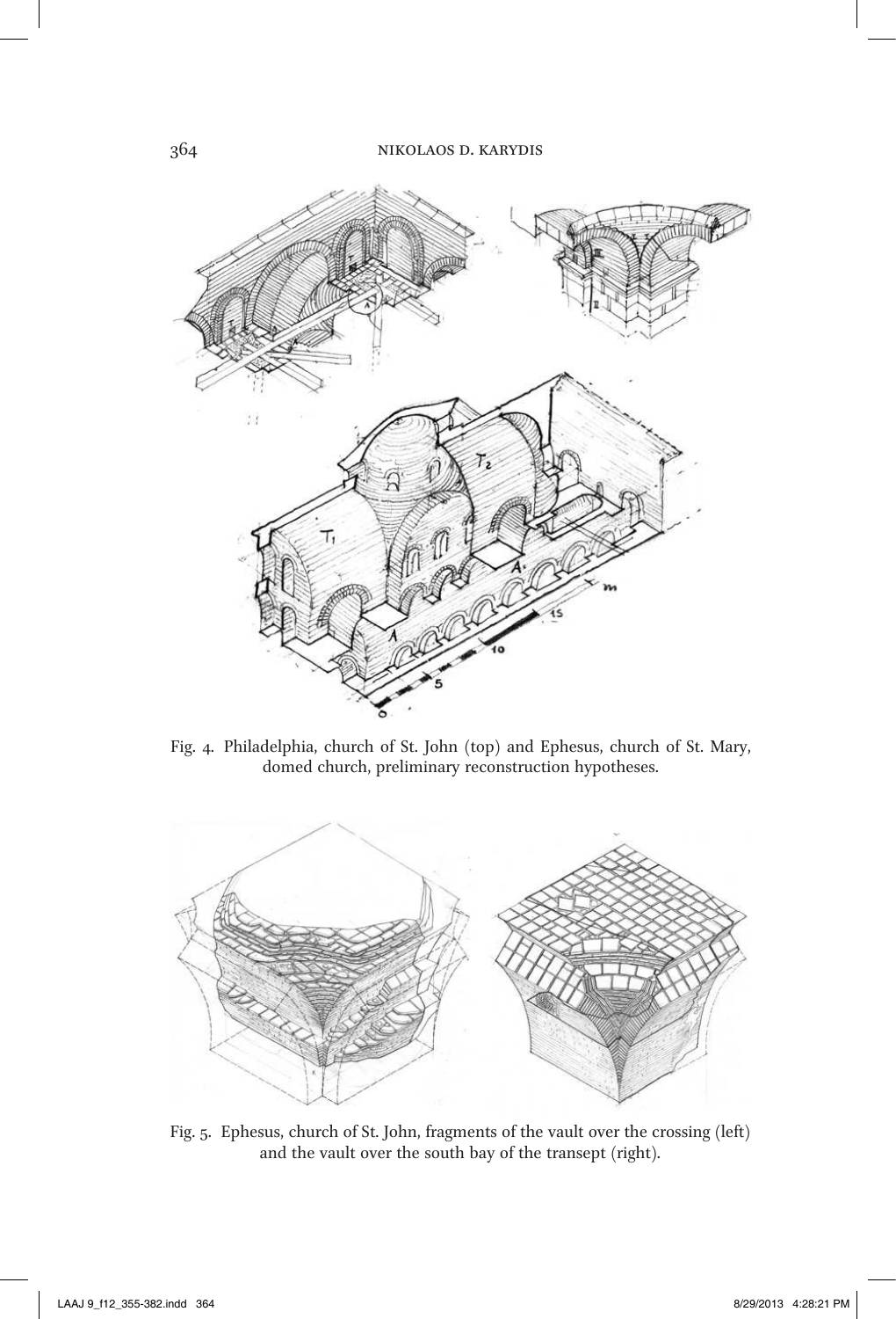Fig. 4. Philadelphia, church of St. John (top) and Ephesus, church of St. Mary, domed church, preliminary reconstruction hypotheses.

Fig. 5. Ephesus, church of St. John, fragments of the vault over the crossing (left) and the vault over the south bay of the transept (right).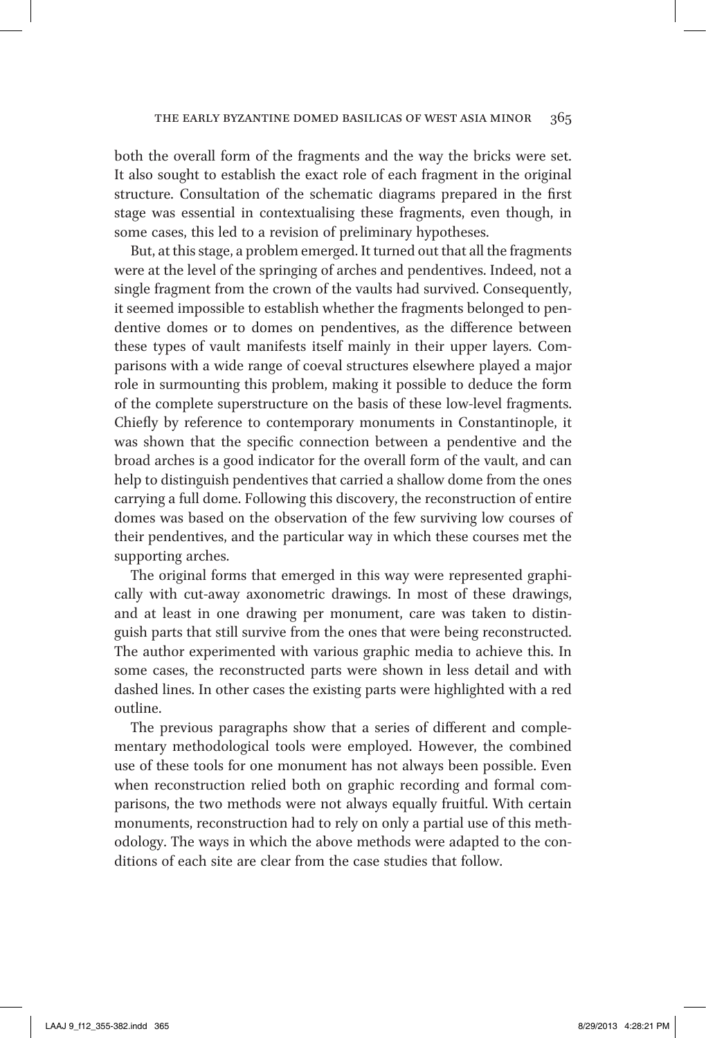both the overall form of the fragments and the way the bricks were set. It also sought to establish the exact role of each fragment in the original structure. Consultation of the schematic diagrams prepared in the first stage was essential in contextualising these fragments, even though, in some cases, this led to a revision of preliminary hypotheses.

But, at this stage, a problem emerged. It turned out that all the fragments were at the level of the springing of arches and pendentives. Indeed, not a single fragment from the crown of the vaults had survived. Consequently, it seemed impossible to establish whether the fragments belonged to pendentive domes or to domes on pendentives, as the difference between these types of vault manifests itself mainly in their upper layers. Comparisons with a wide range of coeval structures elsewhere played a major role in surmounting this problem, making it possible to deduce the form of the complete superstructure on the basis of these low-level fragments. Chiefly by reference to contemporary monuments in Constantinople, it was shown that the specific connection between a pendentive and the broad arches is a good indicator for the overall form of the vault, and can help to distinguish pendentives that carried a shallow dome from the ones carrying a full dome. Following this discovery, the reconstruction of entire domes was based on the observation of the few surviving low courses of their pendentives, and the particular way in which these courses met the supporting arches.

The original forms that emerged in this way were represented graphically with cut-away axonometric drawings. In most of these drawings, and at least in one drawing per monument, care was taken to distinguish parts that still survive from the ones that were being reconstructed. The author experimented with various graphic media to achieve this. In some cases, the reconstructed parts were shown in less detail and with dashed lines. In other cases the existing parts were highlighted with a red outline.

The previous paragraphs show that a series of different and complementary methodological tools were employed. However, the combined use of these tools for one monument has not always been possible. Even when reconstruction relied both on graphic recording and formal comparisons, the two methods were not always equally fruitful. With certain monuments, reconstruction had to rely on only a partial use of this methodology. The ways in which the above methods were adapted to the conditions of each site are clear from the case studies that follow.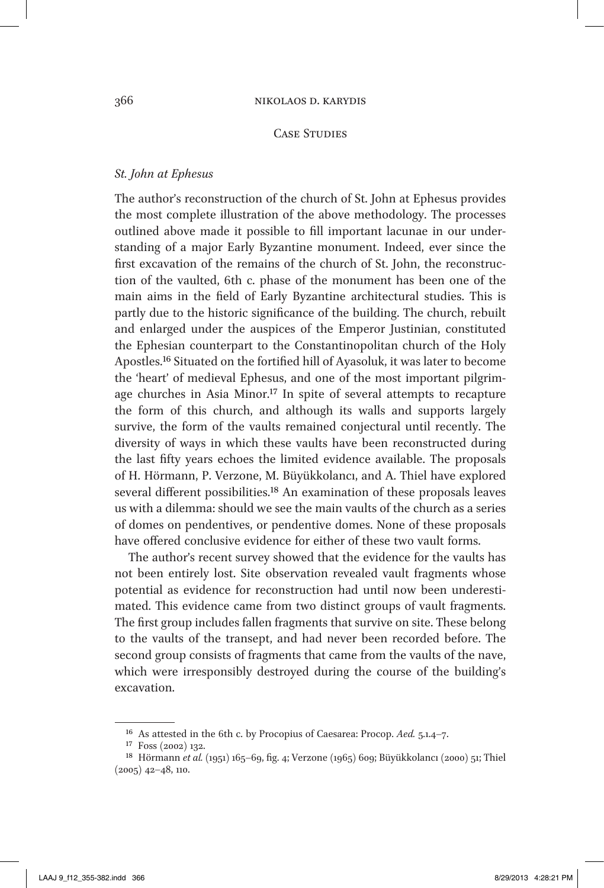## Case Studies

### *St. John at Ephesus*

The author's reconstruction of the church of St. John at Ephesus provides the most complete illustration of the above methodology. The processes outlined above made it possible to fill important lacunae in our understanding of a major Early Byzantine monument. Indeed, ever since the first excavation of the remains of the church of St. John, the reconstruction of the vaulted, 6th c. phase of the monument has been one of the main aims in the field of Early Byzantine architectural studies. This is partly due to the historic significance of the building. The church, rebuilt and enlarged under the auspices of the Emperor Justinian, constituted the Ephesian counterpart to the Constantinopolitan church of the Holy Apostles.[16] Situated on the fortified hill of Ayasoluk, it was later to become the 'heart' of medieval Ephesus, and one of the most important pilgrimage churches in Asia Minor.[17] In spite of several attempts to recapture the form of this church, and although its walls and supports largely survive, the form of the vaults remained conjectural until recently. The diversity of ways in which these vaults have been reconstructed during the last fifty years echoes the limited evidence available. The proposals of H. Hörmann, P. Verzone, M. Büyükkolancı, and A. Thiel have explored several different possibilities.[18] An examination of these proposals leaves us with a dilemma: should we see the main vaults of the church as a series of domes on pendentives, or pendentive domes. None of these proposals have offered conclusive evidence for either of these two vault forms.

The author's recent survey showed that the evidence for the vaults has not been entirely lost. Site observation revealed vault fragments whose potential as evidence for reconstruction had until now been underestimated. This evidence came from two distinct groups of vault fragments. The first group includes fallen fragments that survive on site. These belong to the vaults of the transept, and had never been recorded before. The second group consists of fragments that came from the vaults of the nave, which were irresponsibly destroyed during the course of the building's excavation.

---

[16] As attested in the 6th c. by Procopius of Caesarea: Procop. *Aed.* 5.1.4–7.

[17] Foss (2002) 132.

[18] Hörmann *et al.* (1951) 165–69, fig. 4; Verzone (1965) 609; Büyükkolancı (2000) 51; Thiel (2005) 42–48, 110.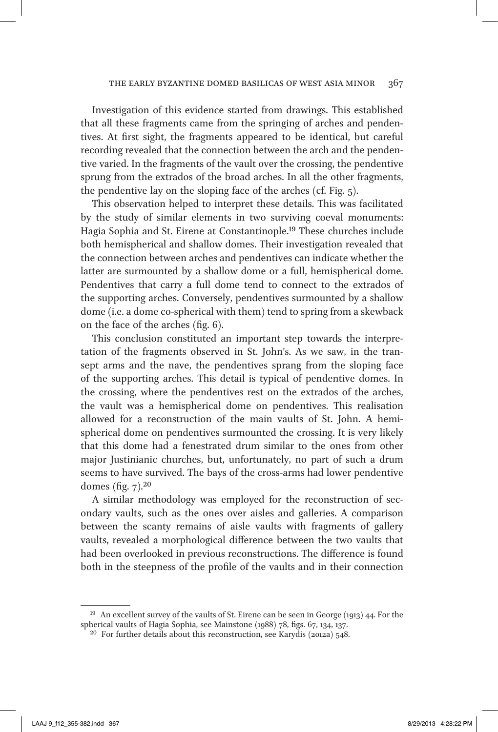Investigation of this evidence started from drawings. This established that all these fragments came from the springing of arches and pendentives. At first sight, the fragments appeared to be identical, but careful recording revealed that the connection between the arch and the pendentive varied. In the fragments of the vault over the crossing, the pendentive sprung from the extrados of the broad arches. In all the other fragments, the pendentive lay on the sloping face of the arches (cf. Fig. 5).

This observation helped to interpret these details. This was facilitated by the study of similar elements in two surviving coeval monuments: Hagia Sophia and St. Eirene at Constantinople.[19] These churches include both hemispherical and shallow domes. Their investigation revealed that the connection between arches and pendentives can indicate whether the latter are surmounted by a shallow dome or a full, hemispherical dome. Pendentives that carry a full dome tend to connect to the extrados of the supporting arches. Conversely, pendentives surmounted by a shallow dome (i.e. a dome co-spherical with them) tend to spring from a skewback on the face of the arches (fig. 6).

This conclusion constituted an important step towards the interpretation of the fragments observed in St. John's. As we saw, in the transept arms and the nave, the pendentives sprang from the sloping face of the supporting arches. This detail is typical of pendentive domes. In the crossing, where the pendentives rest on the extrados of the arches, the vault was a hemispherical dome on pendentives. This realisation allowed for a reconstruction of the main vaults of St. John. A hemispherical dome on pendentives surmounted the crossing. It is very likely that this dome had a fenestrated drum similar to the ones from other major Justinianic churches, but, unfortunately, no part of such a drum seems to have survived. The bays of the cross-arms had lower pendentive domes (fig. 7).[20]

A similar methodology was employed for the reconstruction of secondary vaults, such as the ones over aisles and galleries. A comparison between the scanty remains of aisle vaults with fragments of gallery vaults, revealed a morphological difference between the two vaults that had been overlooked in previous reconstructions. The difference is found both in the steepness of the profile of the vaults and in their connection

---

[19] An excellent survey of the vaults of St. Eirene can be seen in George (1913) 44. For the spherical vaults of Hagia Sophia, see Mainstone (1988) 78, figs. 67, 134, 137.

[20] For further details about this reconstruction, see Karydis (2012a) 548.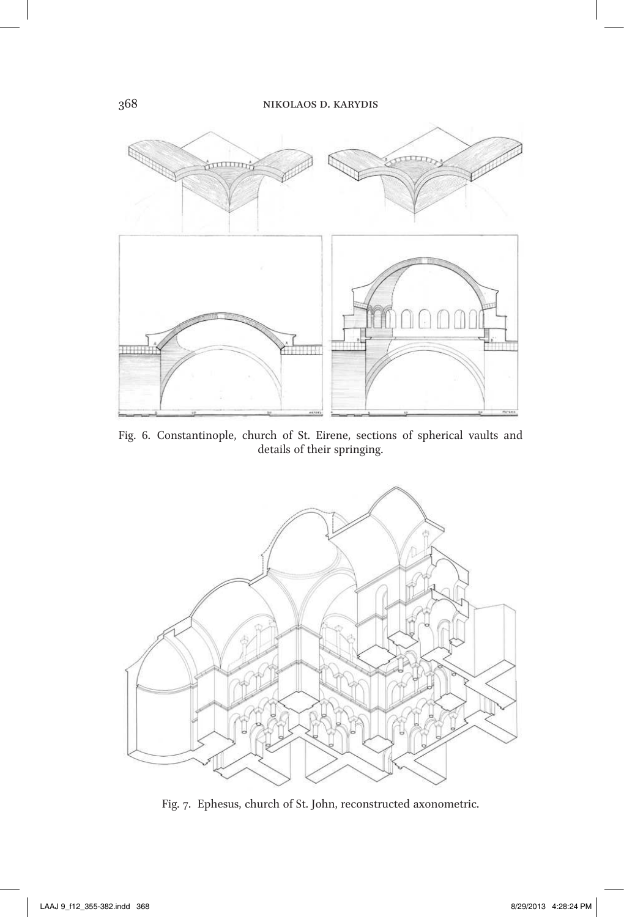Fig. 6. Constantinople, church of St. Eirene, sections of spherical vaults and details of their springing.

Fig. 7. Ephesus, church of St. John, reconstructed axonometric.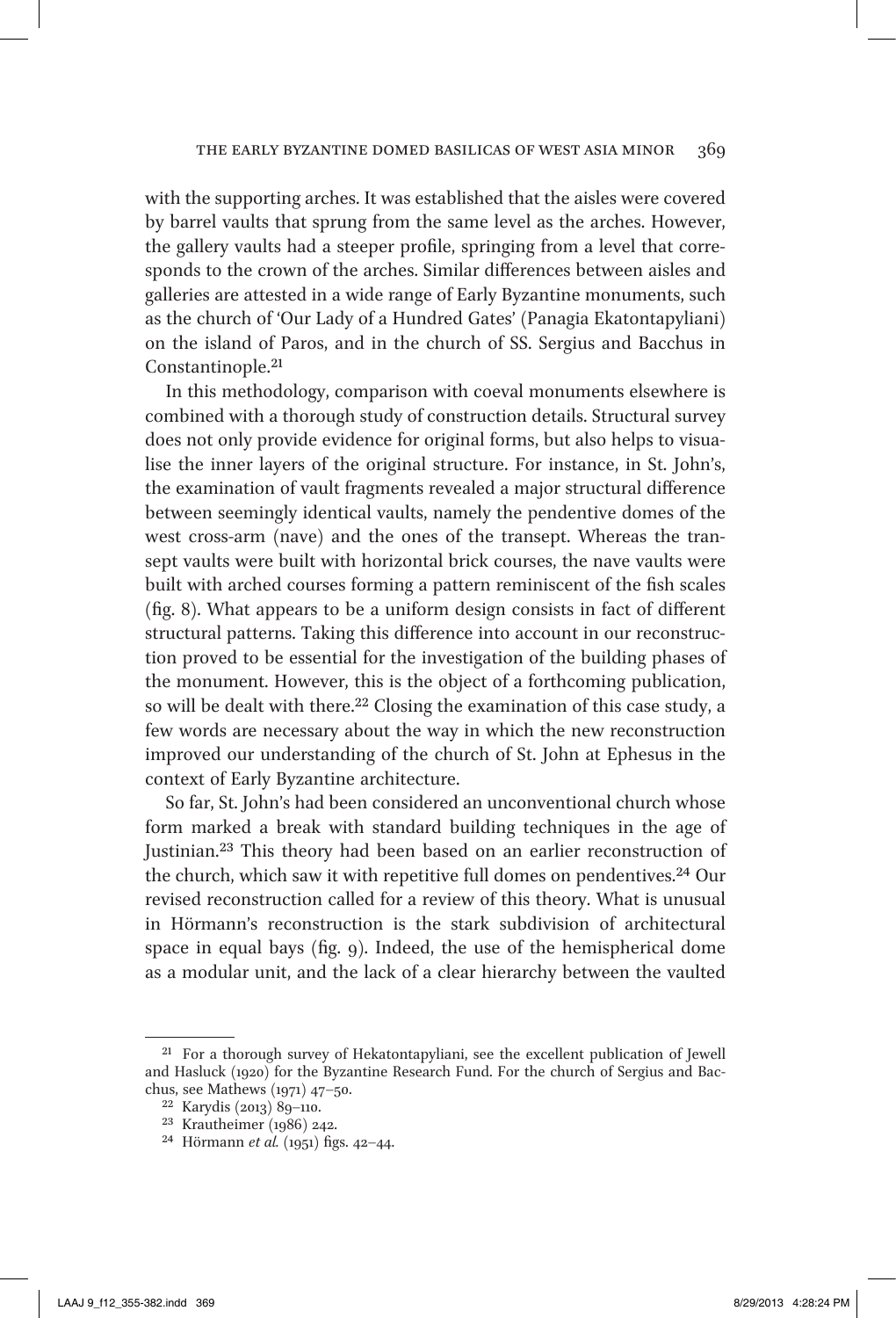with the supporting arches. It was established that the aisles were covered by barrel vaults that sprung from the same level as the arches. However, the gallery vaults had a steeper profile, springing from a level that corresponds to the crown of the arches. Similar differences between aisles and galleries are attested in a wide range of Early Byzantine monuments, such as the church of 'Our Lady of a Hundred Gates' (Panagia Ekatontapyliani) on the island of Paros, and in the church of SS. Sergius and Bacchus in Constantinople.[21]

In this methodology, comparison with coeval monuments elsewhere is combined with a thorough study of construction details. Structural survey does not only provide evidence for original forms, but also helps to visualise the inner layers of the original structure. For instance, in St. John's, the examination of vault fragments revealed a major structural difference between seemingly identical vaults, namely the pendentive domes of the west cross-arm (nave) and the ones of the transept. Whereas the transept vaults were built with horizontal brick courses, the nave vaults were built with arched courses forming a pattern reminiscent of the fish scales (fig. 8). What appears to be a uniform design consists in fact of different structural patterns. Taking this difference into account in our reconstruction proved to be essential for the investigation of the building phases of the monument. However, this is the object of a forthcoming publication, so will be dealt with there.[22] Closing the examination of this case study, a few words are necessary about the way in which the new reconstruction improved our understanding of the church of St. John at Ephesus in the context of Early Byzantine architecture.

So far, St. John's had been considered an unconventional church whose form marked a break with standard building techniques in the age of Justinian.[23] This theory had been based on an earlier reconstruction of the church, which saw it with repetitive full domes on pendentives.[24] Our revised reconstruction called for a review of this theory. What is unusual in Hörmann's reconstruction is the stark subdivision of architectural space in equal bays (fig. 9). Indeed, the use of the hemispherical dome as a modular unit, and the lack of a clear hierarchy between the vaulted

---

[21] For a thorough survey of Hekatontapyliani, see the excellent publication of Jewell and Hasluck (1920) for the Byzantine Research Fund. For the church of Sergius and Bacchus, see Mathews (1971) 47–50.

[22] Karydis (2013) 89–110.

[23] Krautheimer (1986) 242.

[24] Hörmann *et al.* (1951) figs. 42–44.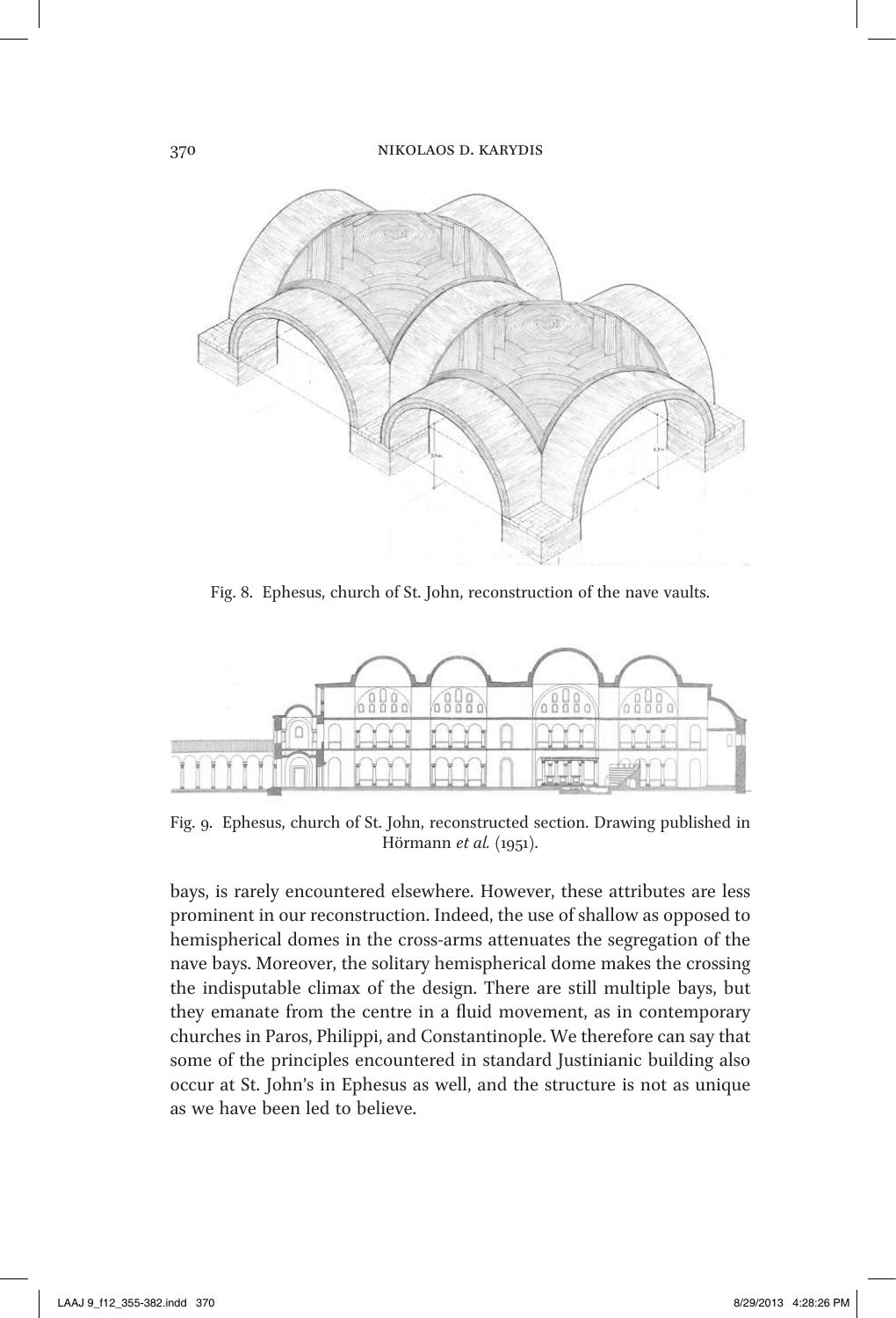Fig. 8. Ephesus, church of St. John, reconstruction of the nave vaults.

Fig. 9. Ephesus, church of St. John, reconstructed section. Drawing published in Hörmann *et al.* (1951).

bays, is rarely encountered elsewhere. However, these attributes are less prominent in our reconstruction. Indeed, the use of shallow as opposed to hemispherical domes in the cross-arms attenuates the segregation of the nave bays. Moreover, the solitary hemispherical dome makes the crossing the indisputable climax of the design. There are still multiple bays, but they emanate from the centre in a fluid movement, as in contemporary churches in Paros, Philippi, and Constantinople. We therefore can say that some of the principles encountered in standard Justinianic building also occur at St. John's in Ephesus as well, and the structure is not as unique as we have been led to believe.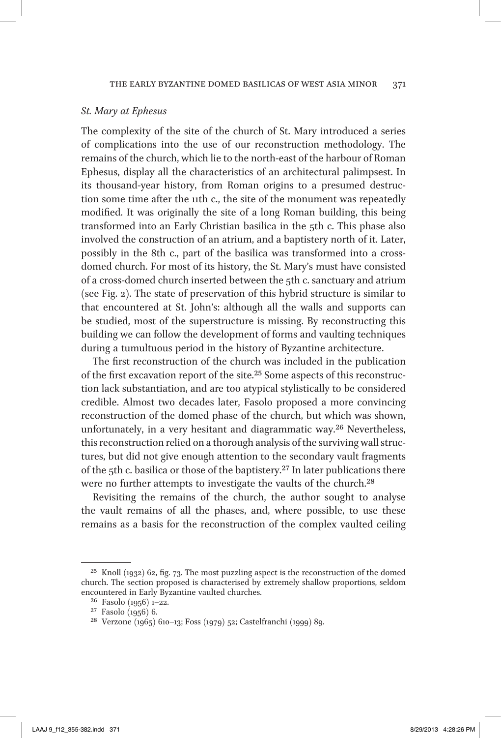### *St. Mary at Ephesus*

The complexity of the site of the church of St. Mary introduced a series of complications into the use of our reconstruction methodology. The remains of the church, which lie to the north-east of the harbour of Roman Ephesus, display all the characteristics of an architectural palimpsest. In its thousand-year history, from Roman origins to a presumed destruction some time after the 11th c., the site of the monument was repeatedly modified. It was originally the site of a long Roman building, this being transformed into an Early Christian basilica in the 5th c. This phase also involved the construction of an atrium, and a baptistery north of it. Later, possibly in the 8th c., part of the basilica was transformed into a cross-domed church. For most of its history, the St. Mary's must have consisted of a cross-domed church inserted between the 5th c. sanctuary and atrium (see Fig. 2). The state of preservation of this hybrid structure is similar to that encountered at St. John's: although all the walls and supports can be studied, most of the superstructure is missing. By reconstructing this building we can follow the development of forms and vaulting techniques during a tumultuous period in the history of Byzantine architecture.

The first reconstruction of the church was included in the publication of the first excavation report of the site.[25] Some aspects of this reconstruction lack substantiation, and are too atypical stylistically to be considered credible. Almost two decades later, Fasolo proposed a more convincing reconstruction of the domed phase of the church, but which was shown, unfortunately, in a very hesitant and diagrammatic way.[26] Nevertheless, this reconstruction relied on a thorough analysis of the surviving wall structures, but did not give enough attention to the secondary vault fragments of the 5th c. basilica or those of the baptistery.[27] In later publications there were no further attempts to investigate the vaults of the church.[28]

Revisiting the remains of the church, the author sought to analyse the vault remains of all the phases, and, where possible, to use these remains as a basis for the reconstruction of the complex vaulted ceiling

---

[25] Knoll (1932) 62, fig. 73. The most puzzling aspect is the reconstruction of the domed church. The section proposed is characterised by extremely shallow proportions, seldom encountered in Early Byzantine vaulted churches.

[26] Fasolo (1956) 1–22.

[27] Fasolo (1956) 6.

[28] Verzone (1965) 610–13; Foss (1979) 52; Castelfranchi (1999) 89.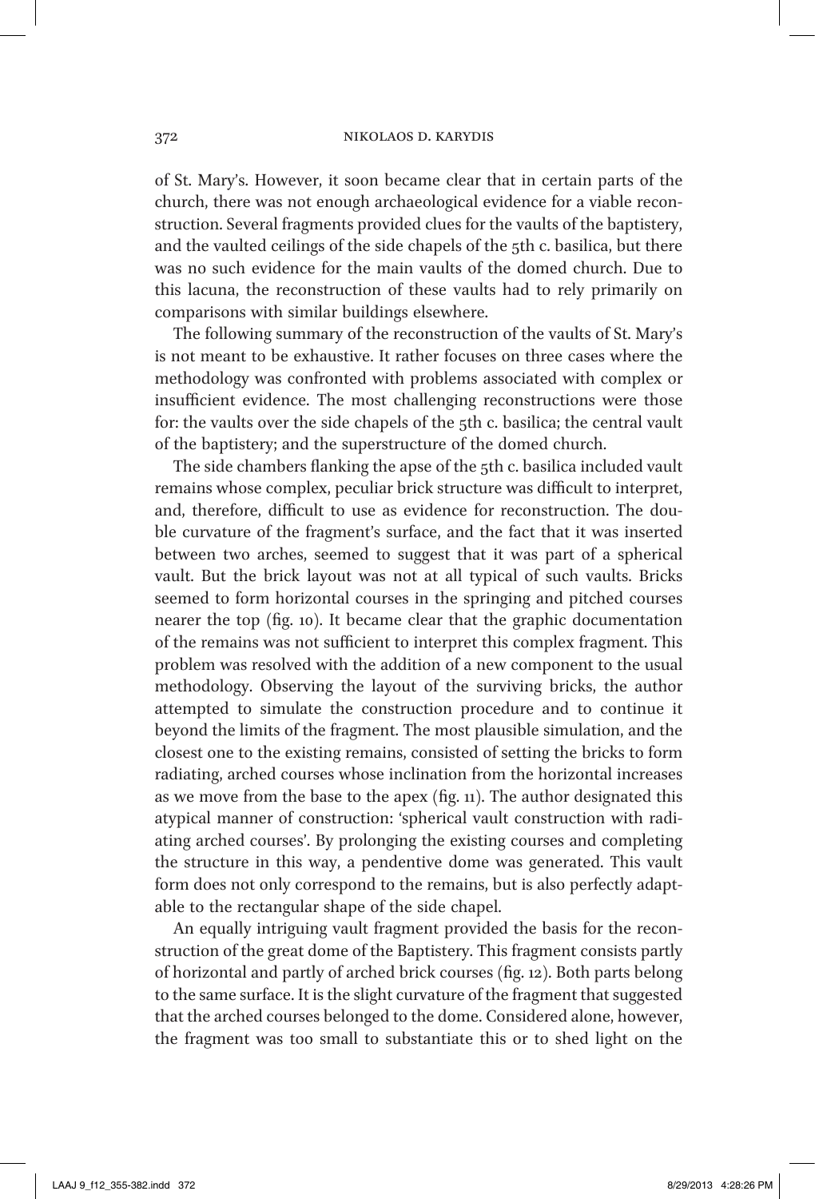of St. Mary's. However, it soon became clear that in certain parts of the church, there was not enough archaeological evidence for a viable reconstruction. Several fragments provided clues for the vaults of the baptistery, and the vaulted ceilings of the side chapels of the 5th c. basilica, but there was no such evidence for the main vaults of the domed church. Due to this lacuna, the reconstruction of these vaults had to rely primarily on comparisons with similar buildings elsewhere.

The following summary of the reconstruction of the vaults of St. Mary's is not meant to be exhaustive. It rather focuses on three cases where the methodology was confronted with problems associated with complex or insufficient evidence. The most challenging reconstructions were those for: the vaults over the side chapels of the 5th c. basilica; the central vault of the baptistery; and the superstructure of the domed church.

The side chambers flanking the apse of the 5th c. basilica included vault remains whose complex, peculiar brick structure was difficult to interpret, and, therefore, difficult to use as evidence for reconstruction. The double curvature of the fragment's surface, and the fact that it was inserted between two arches, seemed to suggest that it was part of a spherical vault. But the brick layout was not at all typical of such vaults. Bricks seemed to form horizontal courses in the springing and pitched courses nearer the top (fig. 10). It became clear that the graphic documentation of the remains was not sufficient to interpret this complex fragment. This problem was resolved with the addition of a new component to the usual methodology. Observing the layout of the surviving bricks, the author attempted to simulate the construction procedure and to continue it beyond the limits of the fragment. The most plausible simulation, and the closest one to the existing remains, consisted of setting the bricks to form radiating, arched courses whose inclination from the horizontal increases as we move from the base to the apex (fig. 11). The author designated this atypical manner of construction: 'spherical vault construction with radiating arched courses'. By prolonging the existing courses and completing the structure in this way, a pendentive dome was generated. This vault form does not only correspond to the remains, but is also perfectly adaptable to the rectangular shape of the side chapel.

An equally intriguing vault fragment provided the basis for the reconstruction of the great dome of the Baptistery. This fragment consists partly of horizontal and partly of arched brick courses (fig. 12). Both parts belong to the same surface. It is the slight curvature of the fragment that suggested that the arched courses belonged to the dome. Considered alone, however, the fragment was too small to substantiate this or to shed light on the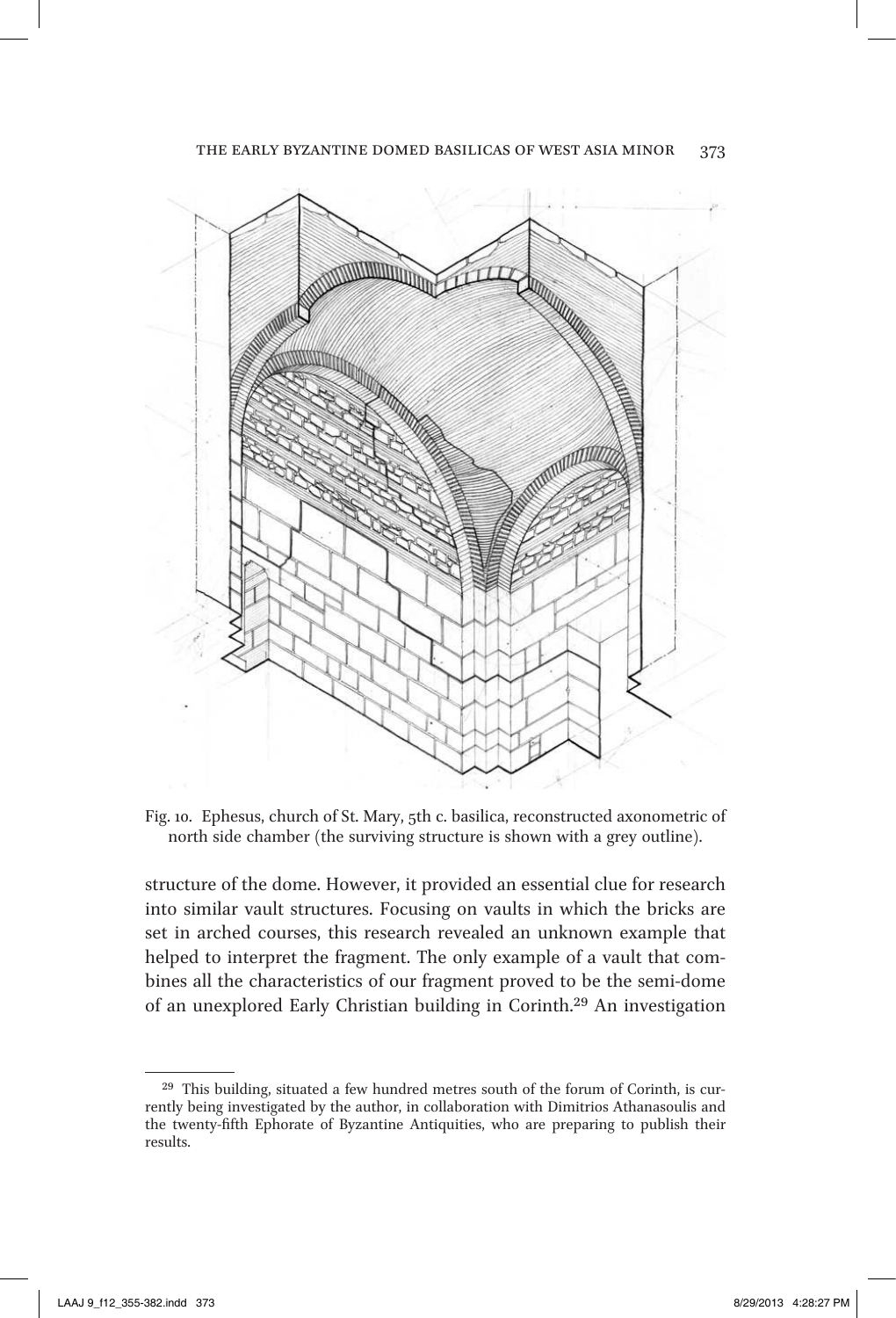Fig. 10. Ephesus, church of St. Mary, 5th c. basilica, reconstructed axonometric of north side chamber (the surviving structure is shown with a grey outline).

structure of the dome. However, it provided an essential clue for research into similar vault structures. Focusing on vaults in which the bricks are set in arched courses, this research revealed an unknown example that helped to interpret the fragment. The only example of a vault that combines all the characteristics of our fragment proved to be the semi-dome of an unexplored Early Christian building in Corinth.[29] An investigation

[29] This building, situated a few hundred metres south of the forum of Corinth, is currently being investigated by the author, in collaboration with Dimitrios Athanasoulis and the twenty-fifth Ephorate of Byzantine Antiquities, who are preparing to publish their results.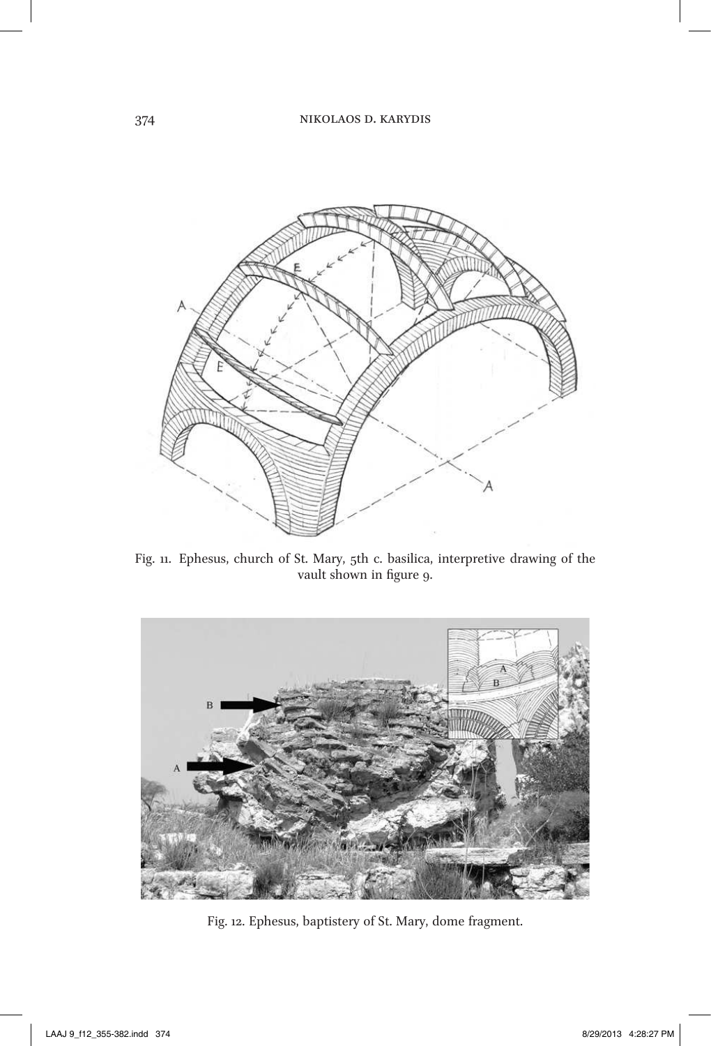Fig. 11. Ephesus, church of St. Mary, 5th c. basilica, interpretive drawing of the vault shown in figure 9.

Fig. 12. Ephesus, baptistery of St. Mary, dome fragment.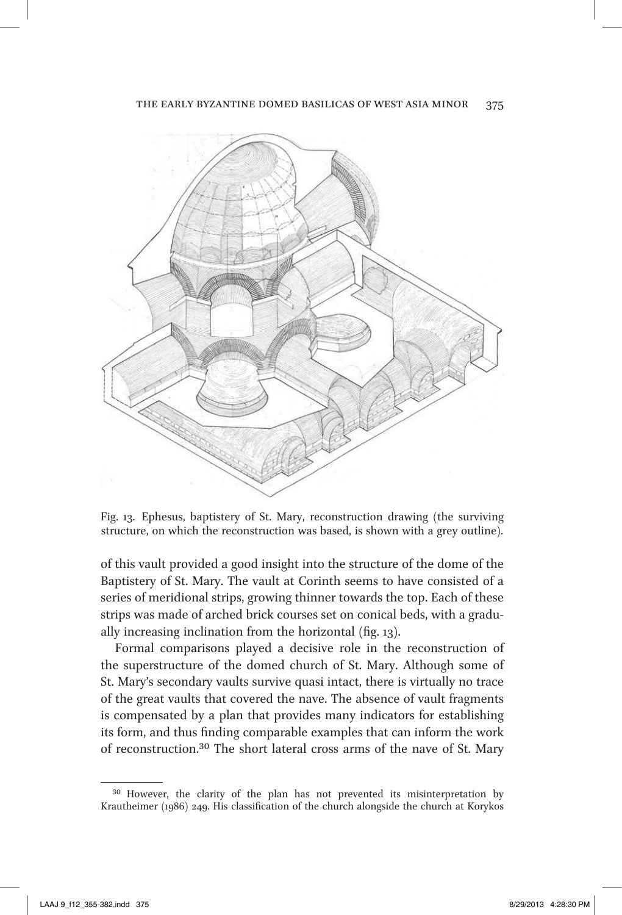Fig. 13. Ephesus, baptistery of St. Mary, reconstruction drawing (the surviving structure, on which the reconstruction was based, is shown with a grey outline).

of this vault provided a good insight into the structure of the dome of the Baptistery of St. Mary. The vault at Corinth seems to have consisted of a series of meridional strips, growing thinner towards the top. Each of these strips was made of arched brick courses set on conical beds, with a gradually increasing inclination from the horizontal (fig. 13).

Formal comparisons played a decisive role in the reconstruction of the superstructure of the domed church of St. Mary. Although some of St. Mary's secondary vaults survive quasi intact, there is virtually no trace of the great vaults that covered the nave. The absence of vault fragments is compensated by a plan that provides many indicators for establishing its form, and thus finding comparable examples that can inform the work of reconstruction.[30] The short lateral cross arms of the nave of St. Mary

---

[30] However, the clarity of the plan has not prevented its misinterpretation by Krautheimer (1986) 249. His classification of the church alongside the church at Korykos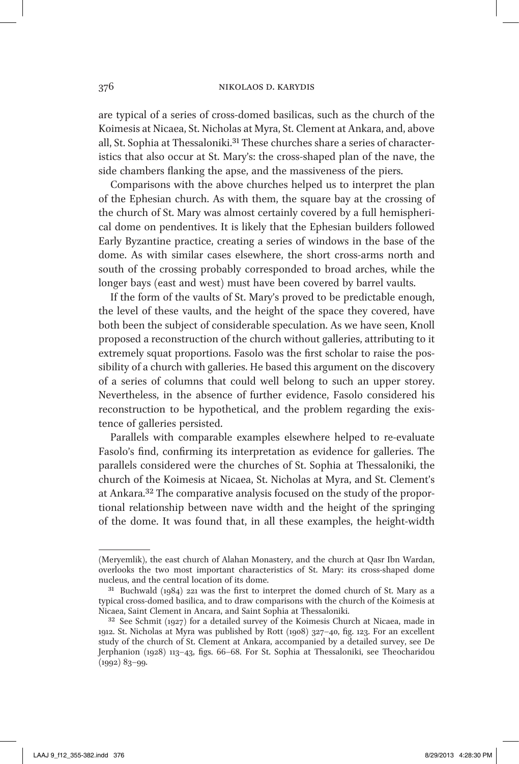are typical of a series of cross-domed basilicas, such as the church of the Koimesis at Nicaea, St. Nicholas at Myra, St. Clement at Ankara, and, above all, St. Sophia at Thessaloniki.[31] These churches share a series of characteristics that also occur at St. Mary's: the cross-shaped plan of the nave, the side chambers flanking the apse, and the massiveness of the piers.

Comparisons with the above churches helped us to interpret the plan of the Ephesian church. As with them, the square bay at the crossing of the church of St. Mary was almost certainly covered by a full hemispherical dome on pendentives. It is likely that the Ephesian builders followed Early Byzantine practice, creating a series of windows in the base of the dome. As with similar cases elsewhere, the short cross-arms north and south of the crossing probably corresponded to broad arches, while the longer bays (east and west) must have been covered by barrel vaults.

If the form of the vaults of St. Mary's proved to be predictable enough, the level of these vaults, and the height of the space they covered, have both been the subject of considerable speculation. As we have seen, Knoll proposed a reconstruction of the church without galleries, attributing to it extremely squat proportions. Fasolo was the first scholar to raise the possibility of a church with galleries. He based this argument on the discovery of a series of columns that could well belong to such an upper storey. Nevertheless, in the absence of further evidence, Fasolo considered his reconstruction to be hypothetical, and the problem regarding the existence of galleries persisted.

Parallels with comparable examples elsewhere helped to re-evaluate Fasolo's find, confirming its interpretation as evidence for galleries. The parallels considered were the churches of St. Sophia at Thessaloniki, the church of the Koimesis at Nicaea, St. Nicholas at Myra, and St. Clement's at Ankara.[32] The comparative analysis focused on the study of the proportional relationship between nave width and the height of the springing of the dome. It was found that, in all these examples, the height-width

---

(Meryemlik), the east church of Alahan Monastery, and the church at Qasr Ibn Wardan, overlooks the two most important characteristics of St. Mary: its cross-shaped dome nucleus, and the central location of its dome.

[31] Buchwald (1984) 221 was the first to interpret the domed church of St. Mary as a typical cross-domed basilica, and to draw comparisons with the church of the Koimesis at Nicaea, Saint Clement in Ancara, and Saint Sophia at Thessaloniki.

[32] See Schmit (1927) for a detailed survey of the Koimesis Church at Nicaea, made in 1912. St. Nicholas at Myra was published by Rott (1908) 327–40, fig. 123. For an excellent study of the church of St. Clement at Ankara, accompanied by a detailed survey, see De Jerphanion (1928) 113–43, figs. 66–68. For St. Sophia at Thessaloniki, see Theocharidou (1992) 83–99.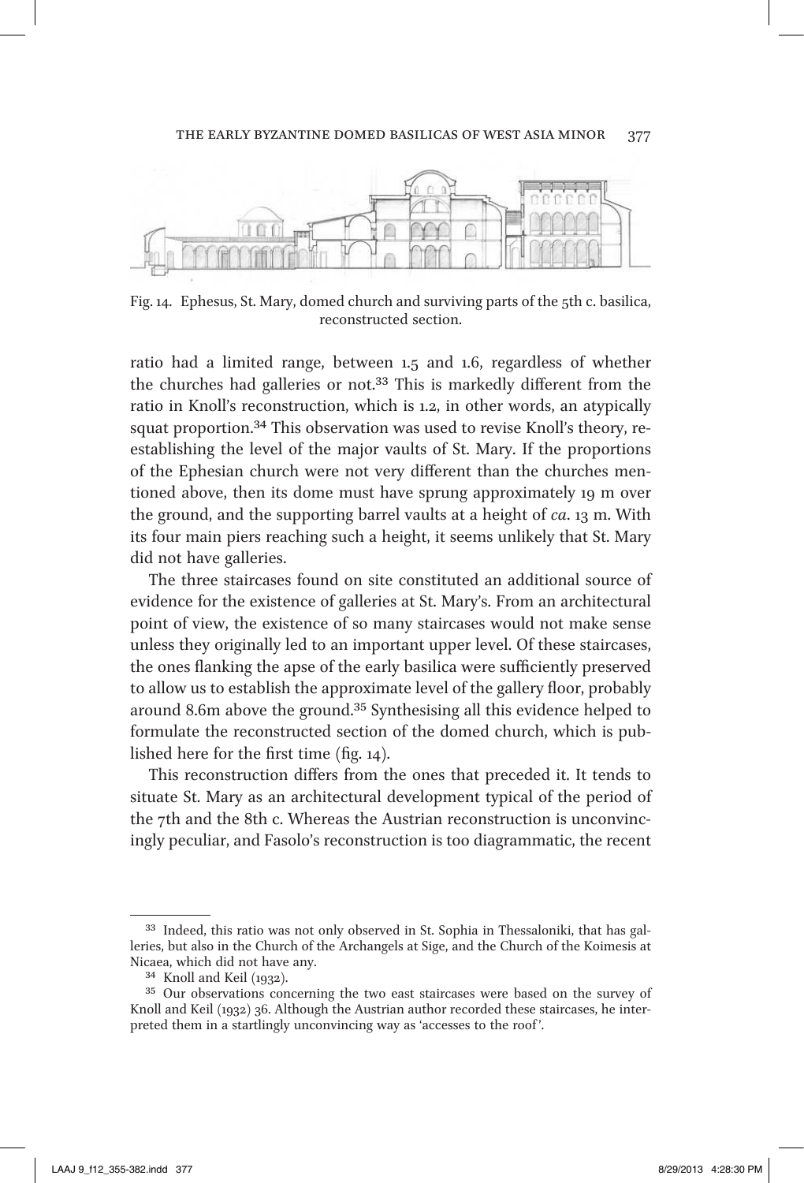Fig. 14. Ephesus, St. Mary, domed church and surviving parts of the 5th c. basilica, reconstructed section.

ratio had a limited range, between 1.5 and 1.6, regardless of whether the churches had galleries or not.[33] This is markedly different from the ratio in Knoll's reconstruction, which is 1.2, in other words, an atypically squat proportion.[34] This observation was used to revise Knoll's theory, re-establishing the level of the major vaults of St. Mary. If the proportions of the Ephesian church were not very different than the churches mentioned above, then its dome must have sprung approximately 19 m over the ground, and the supporting barrel vaults at a height of *ca*. 13 m. With its four main piers reaching such a height, it seems unlikely that St. Mary did not have galleries.

The three staircases found on site constituted an additional source of evidence for the existence of galleries at St. Mary's. From an architectural point of view, the existence of so many staircases would not make sense unless they originally led to an important upper level. Of these staircases, the ones flanking the apse of the early basilica were sufficiently preserved to allow us to establish the approximate level of the gallery floor, probably around 8.6m above the ground.[35] Synthesising all this evidence helped to formulate the reconstructed section of the domed church, which is published here for the first time (fig. 14).

This reconstruction differs from the ones that preceded it. It tends to situate St. Mary as an architectural development typical of the period of the 7th and the 8th c. Whereas the Austrian reconstruction is unconvincingly peculiar, and Fasolo's reconstruction is too diagrammatic, the recent

---

[33] Indeed, this ratio was not only observed in St. Sophia in Thessaloniki, that has galleries, but also in the Church of the Archangels at Sige, and the Church of the Koimesis at Nicaea, which did not have any.

[34] Knoll and Keil (1932).

[35] Our observations concerning the two east staircases were based on the survey of Knoll and Keil (1932) 36. Although the Austrian author recorded these staircases, he interpreted them in a startlingly unconvincing way as 'accesses to the roof'.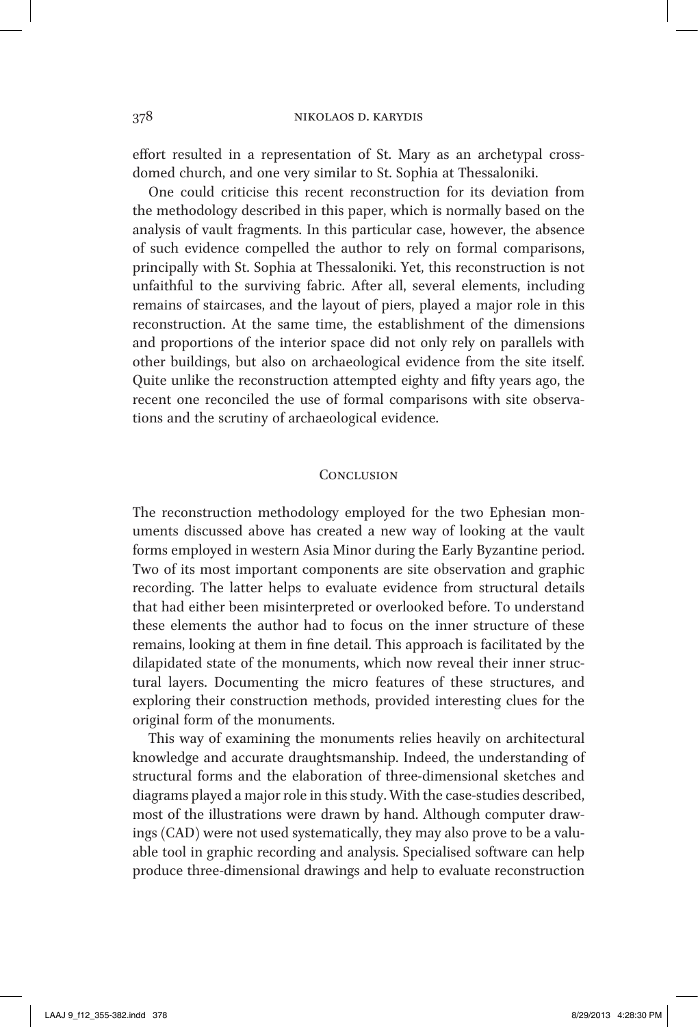effort resulted in a representation of St. Mary as an archetypal cross-domed church, and one very similar to St. Sophia at Thessaloniki.

One could criticise this recent reconstruction for its deviation from the methodology described in this paper, which is normally based on the analysis of vault fragments. In this particular case, however, the absence of such evidence compelled the author to rely on formal comparisons, principally with St. Sophia at Thessaloniki. Yet, this reconstruction is not unfaithful to the surviving fabric. After all, several elements, including remains of staircases, and the layout of piers, played a major role in this reconstruction. At the same time, the establishment of the dimensions and proportions of the interior space did not only rely on parallels with other buildings, but also on archaeological evidence from the site itself. Quite unlike the reconstruction attempted eighty and fifty years ago, the recent one reconciled the use of formal comparisons with site observations and the scrutiny of archaeological evidence.

## Conclusion

The reconstruction methodology employed for the two Ephesian monuments discussed above has created a new way of looking at the vault forms employed in western Asia Minor during the Early Byzantine period. Two of its most important components are site observation and graphic recording. The latter helps to evaluate evidence from structural details that had either been misinterpreted or overlooked before. To understand these elements the author had to focus on the inner structure of these remains, looking at them in fine detail. This approach is facilitated by the dilapidated state of the monuments, which now reveal their inner structural layers. Documenting the micro features of these structures, and exploring their construction methods, provided interesting clues for the original form of the monuments.

This way of examining the monuments relies heavily on architectural knowledge and accurate draughtsmanship. Indeed, the understanding of structural forms and the elaboration of three-dimensional sketches and diagrams played a major role in this study. With the case-studies described, most of the illustrations were drawn by hand. Although computer drawings (CAD) were not used systematically, they may also prove to be a valuable tool in graphic recording and analysis. Specialised software can help produce three-dimensional drawings and help to evaluate reconstruction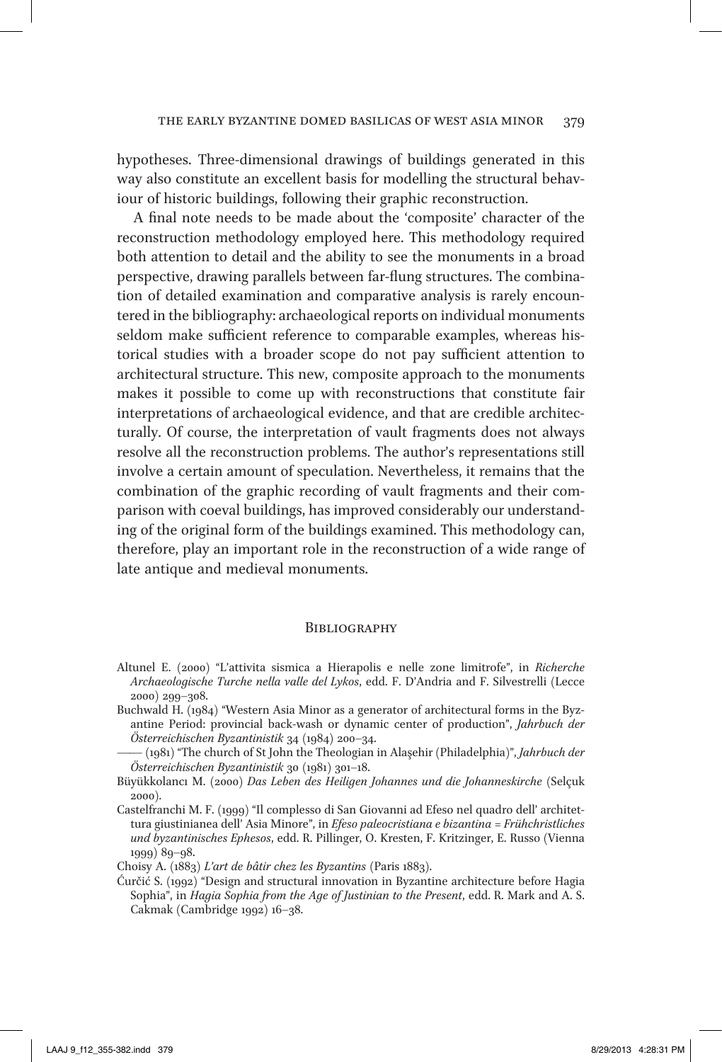hypotheses. Three-dimensional drawings of buildings generated in this way also constitute an excellent basis for modelling the structural behaviour of historic buildings, following their graphic reconstruction.

A final note needs to be made about the 'composite' character of the reconstruction methodology employed here. This methodology required both attention to detail and the ability to see the monuments in a broad perspective, drawing parallels between far-flung structures. The combination of detailed examination and comparative analysis is rarely encountered in the bibliography: archaeological reports on individual monuments seldom make sufficient reference to comparable examples, whereas historical studies with a broader scope do not pay sufficient attention to architectural structure. This new, composite approach to the monuments makes it possible to come up with reconstructions that constitute fair interpretations of archaeological evidence, and that are credible architecturally. Of course, the interpretation of vault fragments does not always resolve all the reconstruction problems. The author's representations still involve a certain amount of speculation. Nevertheless, it remains that the combination of the graphic recording of vault fragments and their comparison with coeval buildings, has improved considerably our understanding of the original form of the buildings examined. This methodology can, therefore, play an important role in the reconstruction of a wide range of late antique and medieval monuments.

## Bibliography

Altunel E. (2000) "L'attivita sismica a Hierapolis e nelle zone limitrofe", in *Richerche Archaeologische Turche nella valle del Lykos*, edd. F. D'Andria and F. Silvestrelli (Lecce 2000) 299–308.

Buchwald H. (1984) "Western Asia Minor as a generator of architectural forms in the Byzantine Period: provincial back-wash or dynamic center of production", *Jahrbuch der Österreichischen Byzantinistik* 34 (1984) 200–34.

—— (1981) "The church of St John the Theologian in Alaşehir (Philadelphia)", *Jahrbuch der Österreichischen Byzantinistik* 30 (1981) 301–18.

Büyükkolancı M. (2000) *Das Leben des Heiligen Johannes und die Johanneskirche* (Selçuk 2000).

Castelfranchi M. F. (1999) "Il complesso di San Giovanni ad Efeso nel quadro dell' architettura giustinianea dell' Asia Minore", in *Efeso paleocristiana e bizantina = Frühchristliches und byzantinisches Ephesos*, edd. R. Pillinger, O. Kresten, F. Kritzinger, E. Russo (Vienna 1999) 89–98.

Choisy A. (1883) *L'art de bâtir chez les Byzantins* (Paris 1883).

Ćurčić S. (1992) "Design and structural innovation in Byzantine architecture before Hagia Sophia", in *Hagia Sophia from the Age of Justinian to the Present*, edd. R. Mark and A. S. Cakmak (Cambridge 1992) 16–38.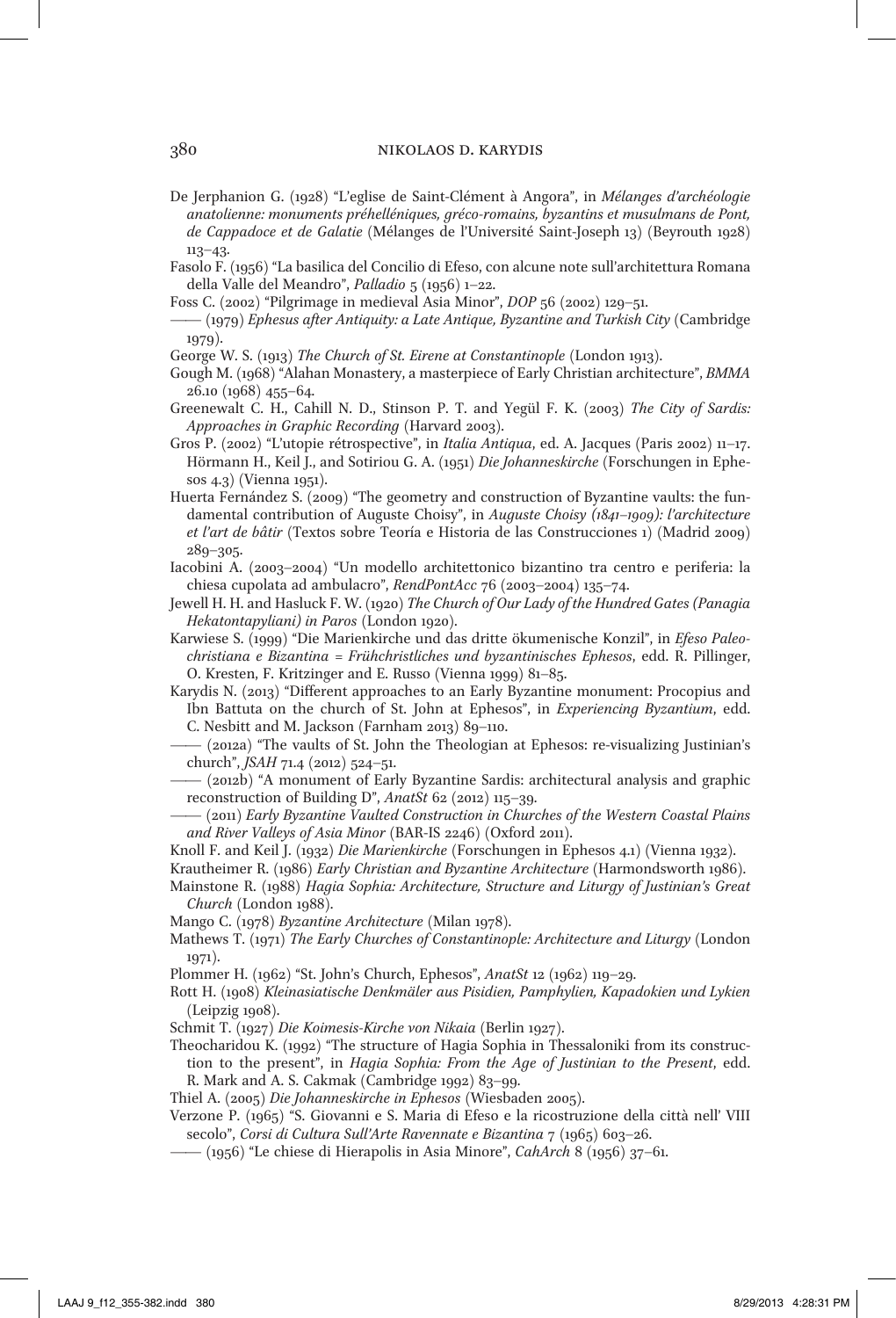De Jerphanion G. (1928) "L'eglise de Saint-Clément à Angora", in *Mélanges d'archéologie anatolienne: monuments préhelléniques, gréco-romains, byzantins et musulmans de Pont, de Cappadoce et de Galatie* (Mélanges de l'Université Saint-Joseph 13) (Beyrouth 1928) 113–43.

Fasolo F. (1956) "La basilica del Concilio di Efeso, con alcune note sull'architettura Romana della Valle del Meandro", *Palladio* 5 (1956) 1–22.

Foss C. (2002) "Pilgrimage in medieval Asia Minor", *DOP* 56 (2002) 129–51.

—— (1979) *Ephesus after Antiquity: a Late Antique, Byzantine and Turkish City* (Cambridge 1979).

George W. S. (1913) *The Church of St. Eirene at Constantinople* (London 1913).

Gough M. (1968) "Alahan Monastery, a masterpiece of Early Christian architecture", *BMMA* 26.10 (1968) 455–64.

Greenewalt C. H., Cahill N. D., Stinson P. T. and Yegül F. K. (2003) *The City of Sardis: Approaches in Graphic Recording* (Harvard 2003).

Gros P. (2002) "L'utopie rétrospective", in *Italia Antiqua*, ed. A. Jacques (Paris 2002) 11–17.

Hörmann H., Keil J., and Sotiriou G. A. (1951) *Die Johanneskirche* (Forschungen in Ephesos 4.3) (Vienna 1951).

Huerta Fernández S. (2009) "The geometry and construction of Byzantine vaults: the fundamental contribution of Auguste Choisy", in *Auguste Choisy (1841–1909): l'architecture et l'art de bâtir* (Textos sobre Teoría e Historia de las Construcciones 1) (Madrid 2009) 289–305.

Iacobini A. (2003–2004) "Un modello architettonico bizantino tra centro e periferia: la chiesa cupolata ad ambulacro", *RendPontAcc* 76 (2003–2004) 135–74.

Jewell H. H. and Hasluck F. W. (1920) *The Church of Our Lady of the Hundred Gates (Panagia Hekatontapyliani) in Paros* (London 1920).

Karwiese S. (1999) "Die Marienkirche und das dritte ökumenische Konzil", in *Efeso Paleochristiana e Bizantina = Frühchristliches und byzantinisches Ephesos*, edd. R. Pillinger, O. Kresten, F. Kritzinger and E. Russo (Vienna 1999) 81–85.

Karydis N. (2013) "Different approaches to an Early Byzantine monument: Procopius and Ibn Battuta on the church of St. John at Ephesos", in *Experiencing Byzantium*, edd. C. Nesbitt and M. Jackson (Farnham 2013) 89–110.

—— (2012a) "The vaults of St. John the Theologian at Ephesos: re-visualizing Justinian's church", *JSAH* 71.4 (2012) 524–51.

—— (2012b) "A monument of Early Byzantine Sardis: architectural analysis and graphic reconstruction of Building D", *AnatSt* 62 (2012) 115–39.

—— (2011) *Early Byzantine Vaulted Construction in Churches of the Western Coastal Plains and River Valleys of Asia Minor* (BAR-IS 2246) (Oxford 2011).

Knoll F. and Keil J. (1932) *Die Marienkirche* (Forschungen in Ephesos 4.1) (Vienna 1932).

Krautheimer R. (1986) *Early Christian and Byzantine Architecture* (Harmondsworth 1986).

Mainstone R. (1988) *Hagia Sophia: Architecture, Structure and Liturgy of Justinian's Great Church* (London 1988).

Mango C. (1978) *Byzantine Architecture* (Milan 1978).

Mathews T. (1971) *The Early Churches of Constantinople: Architecture and Liturgy* (London 1971).

Plommer H. (1962) "St. John's Church, Ephesos", *AnatSt* 12 (1962) 119–29.

Rott H. (1908) *Kleinasiatische Denkmäler aus Pisidien, Pamphylien, Kapadokien und Lykien* (Leipzig 1908).

Schmit T. (1927) *Die Koimesis-Kirche von Nikaia* (Berlin 1927).

Theocharidou K. (1992) "The structure of Hagia Sophia in Thessaloniki from its construction to the present", in *Hagia Sophia: From the Age of Justinian to the Present*, edd. R. Mark and A. S. Cakmak (Cambridge 1992) 83–99.

Thiel A. (2005) *Die Johanneskirche in Ephesos* (Wiesbaden 2005).

Verzone P. (1965) "S. Giovanni e S. Maria di Efeso e la ricostruzione della città nell' VIII secolo", *Corsi di Cultura Sull'Arte Ravennate e Bizantina* 7 (1965) 603–26.

—— (1956) "Le chiese di Hierapolis in Asia Minore", *CahArch* 8 (1956) 37–61.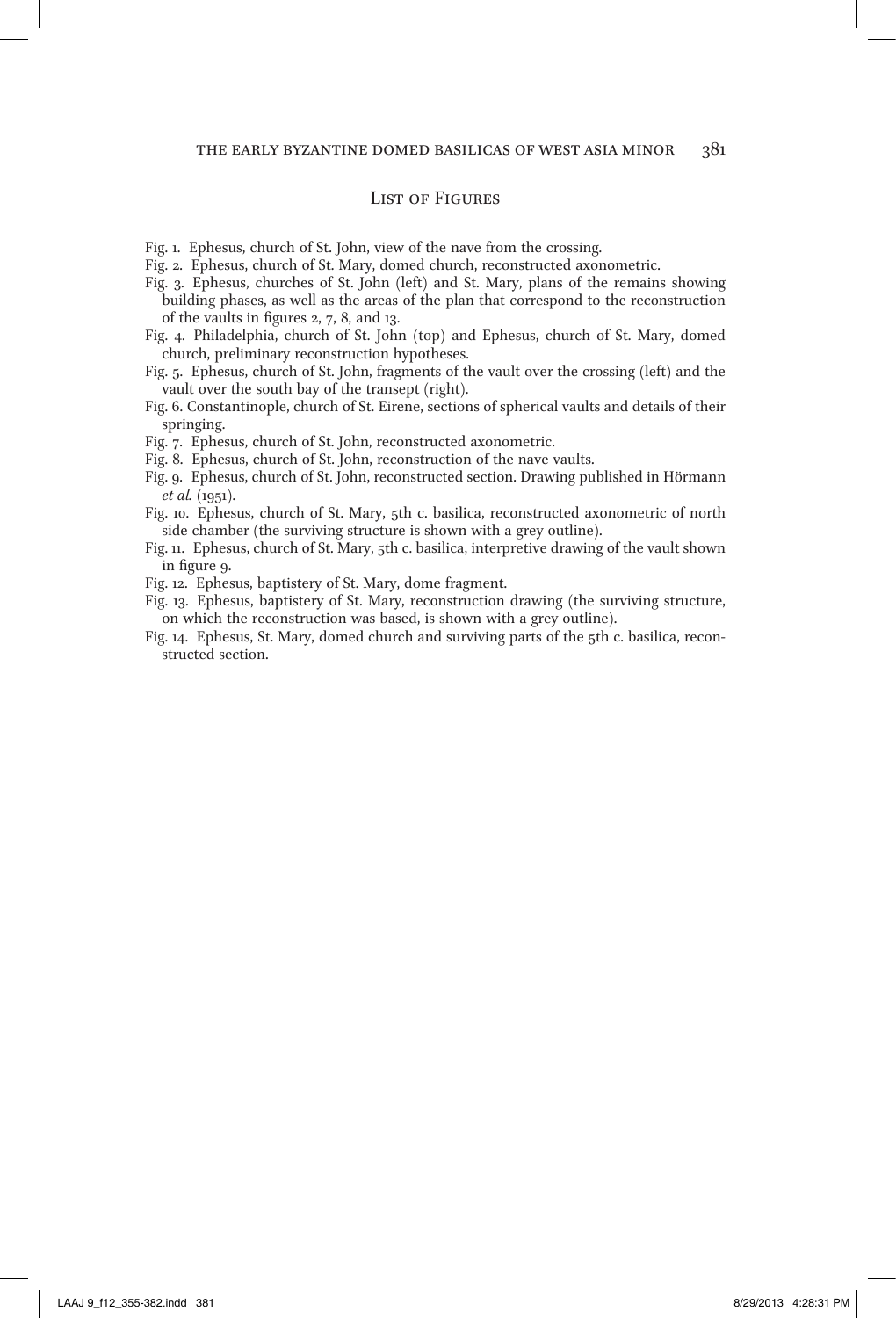## List of Figures

Fig. 1. Ephesus, church of St. John, view of the nave from the crossing.

Fig. 2. Ephesus, church of St. Mary, domed church, reconstructed axonometric.

Fig. 3. Ephesus, churches of St. John (left) and St. Mary, plans of the remains showing building phases, as well as the areas of the plan that correspond to the reconstruction of the vaults in figures 2, 7, 8, and 13.

Fig. 4. Philadelphia, church of St. John (top) and Ephesus, church of St. Mary, domed church, preliminary reconstruction hypotheses.

Fig. 5. Ephesus, church of St. John, fragments of the vault over the crossing (left) and the vault over the south bay of the transept (right).

Fig. 6. Constantinople, church of St. Eirene, sections of spherical vaults and details of their springing.

Fig. 7. Ephesus, church of St. John, reconstructed axonometric.

Fig. 8. Ephesus, church of St. John, reconstruction of the nave vaults.

Fig. 9. Ephesus, church of St. John, reconstructed section. Drawing published in Hörmann *et al.* (1951).

Fig. 10. Ephesus, church of St. Mary, 5th c. basilica, reconstructed axonometric of north side chamber (the surviving structure is shown with a grey outline).

Fig. 11. Ephesus, church of St. Mary, 5th c. basilica, interpretive drawing of the vault shown in figure 9.

Fig. 12. Ephesus, baptistery of St. Mary, dome fragment.

Fig. 13. Ephesus, baptistery of St. Mary, reconstruction drawing (the surviving structure, on which the reconstruction was based, is shown with a grey outline).

Fig. 14. Ephesus, St. Mary, domed church and surviving parts of the 5th c. basilica, reconstructed section.